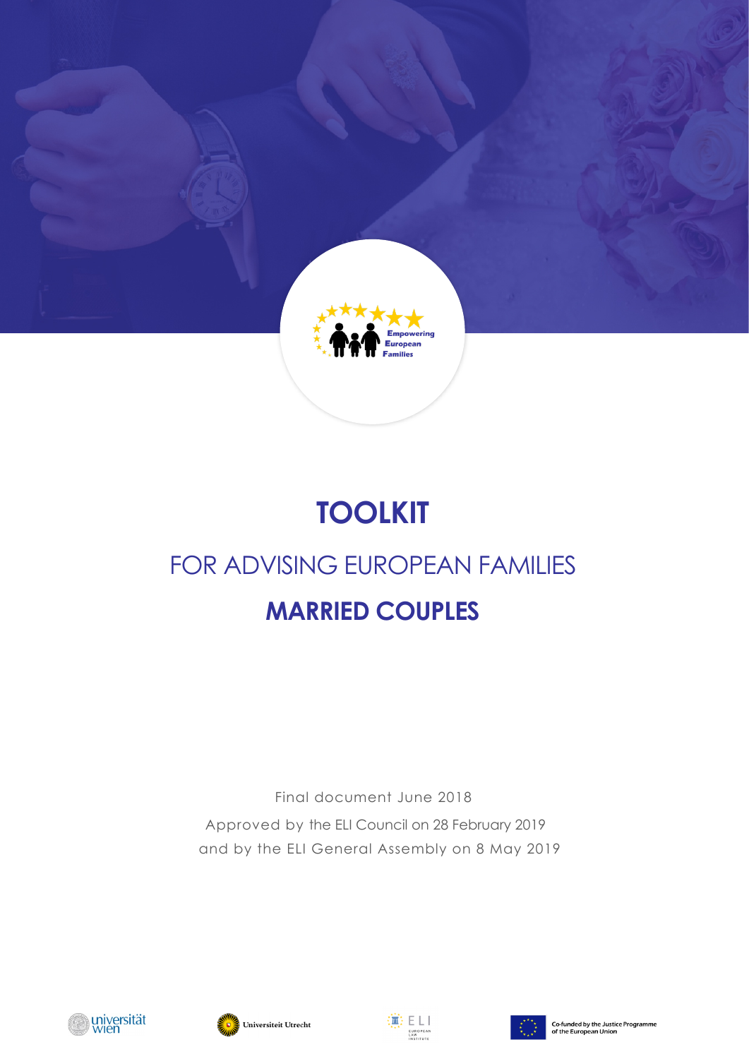# TOOLKIT

## FOR ADVISING EUROPEAN FAMILIES

## MARRIED COUPLES

Final document June 2018

Approved by the ELI Council on 28 February 2019

and by the ELI General Assembly on 8 May 2019

Co-funded by the Justice Programme of the European Union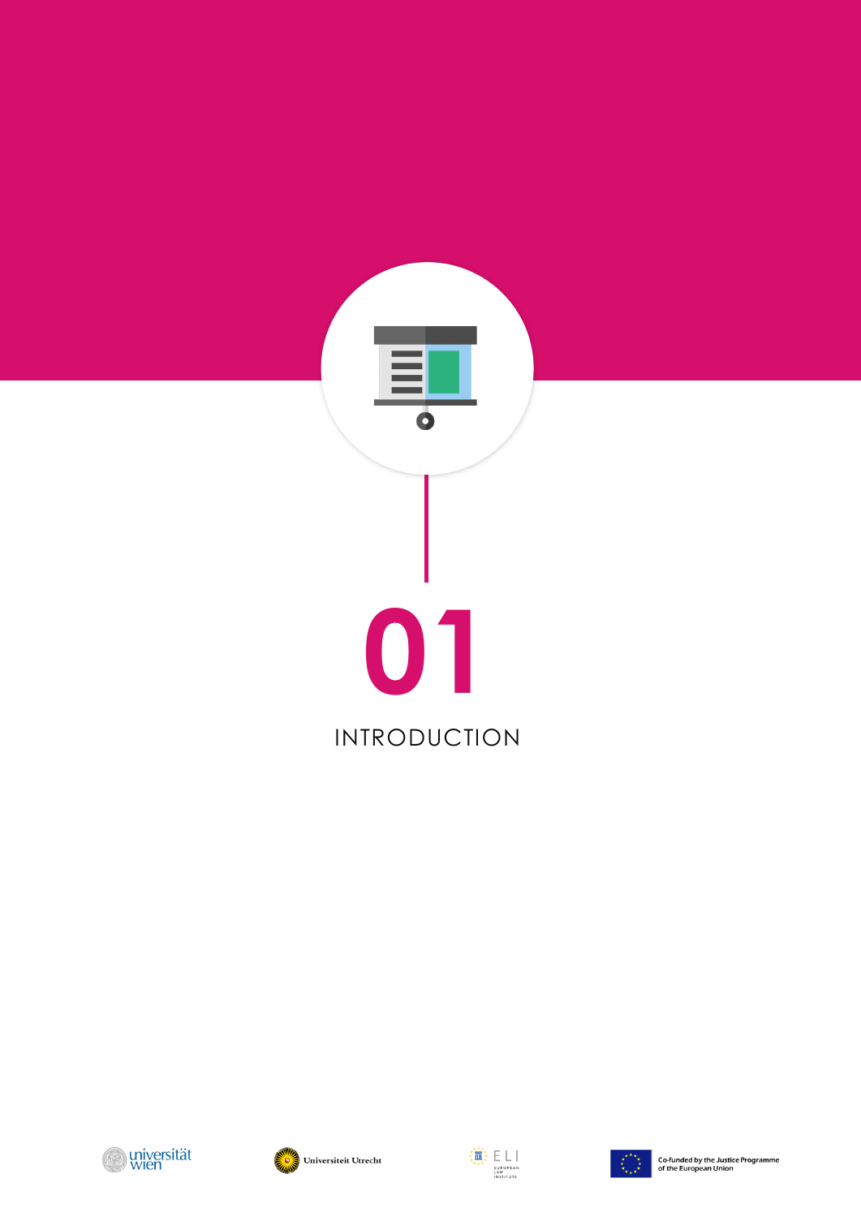# 01

# INTRODUCTION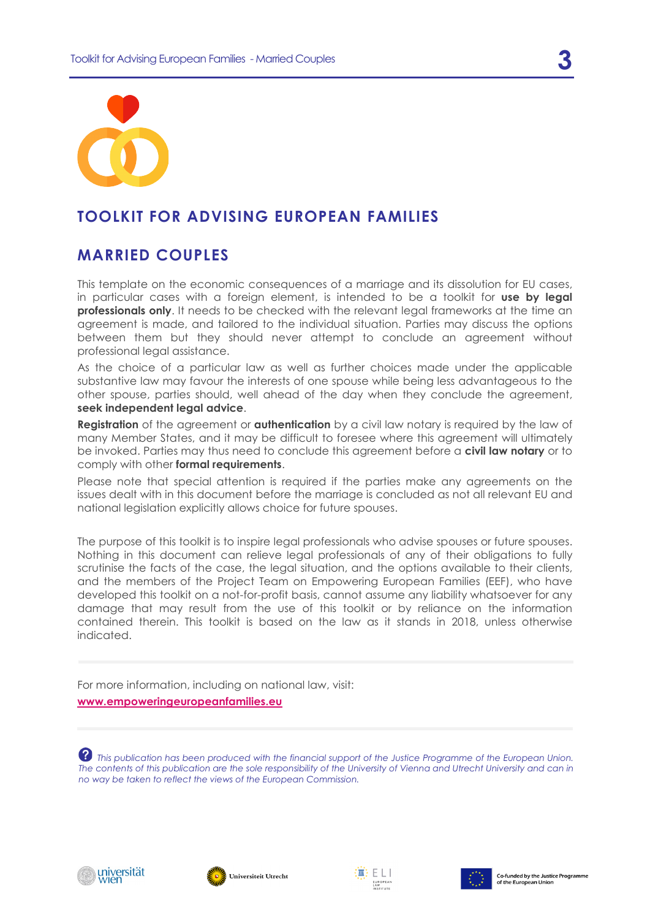# TOOLKIT FOR ADVISING EUROPEAN FAMILIES

## MARRIED COUPLES

This template on the economic consequences of a marriage and its dissolution for EU cases, in particular cases with a foreign element, is intended to be a toolkit for **use by legal professionals only**. It needs to be checked with the relevant legal frameworks at the time an agreement is made, and tailored to the individual situation. Parties may discuss the options between them but they should never attempt to conclude an agreement without professional legal assistance.

As the choice of a particular law as well as further choices made under the applicable substantive law may favour the interests of one spouse while being less advantageous to the other spouse, parties should, well ahead of the day when they conclude the agreement, **seek independent legal advice**.

**Registration** of the agreement or **authentication** by a civil law notary is required by the law of many Member States, and it may be difficult to foresee where this agreement will ultimately be invoked. Parties may thus need to conclude this agreement before a **civil law notary** or to comply with other **formal requirements**.

Please note that special attention is required if the parties make any agreements on the issues dealt with in this document before the marriage is concluded as not all relevant EU and national legislation explicitly allows choice for future spouses.

The purpose of this toolkit is to inspire legal professionals who advise spouses or future spouses. Nothing in this document can relieve legal professionals of any of their obligations to fully scrutinise the facts of the case, the legal situation, and the options available to their clients, and the members of the Project Team on Empowering European Families (EEF), who have developed this toolkit on a not-for-profit basis, cannot assume any liability whatsoever for any damage that may result from the use of this toolkit or by reliance on the information contained therein. This toolkit is based on the law as it stands in 2018, unless otherwise indicated.

For more information, including on national law, visit:
**www.empoweringeuropeanfamilies.eu**

*This publication has been produced with the financial support of the Justice Programme of the European Union. The contents of this publication are the sole responsibility of the University of Vienna and Utrecht University and can in no way be taken to reflect the views of the European Commission.*

universität wien — Universiteit Utrecht — ELI European Law Institute — Co-funded by the Justice Programme of the European Union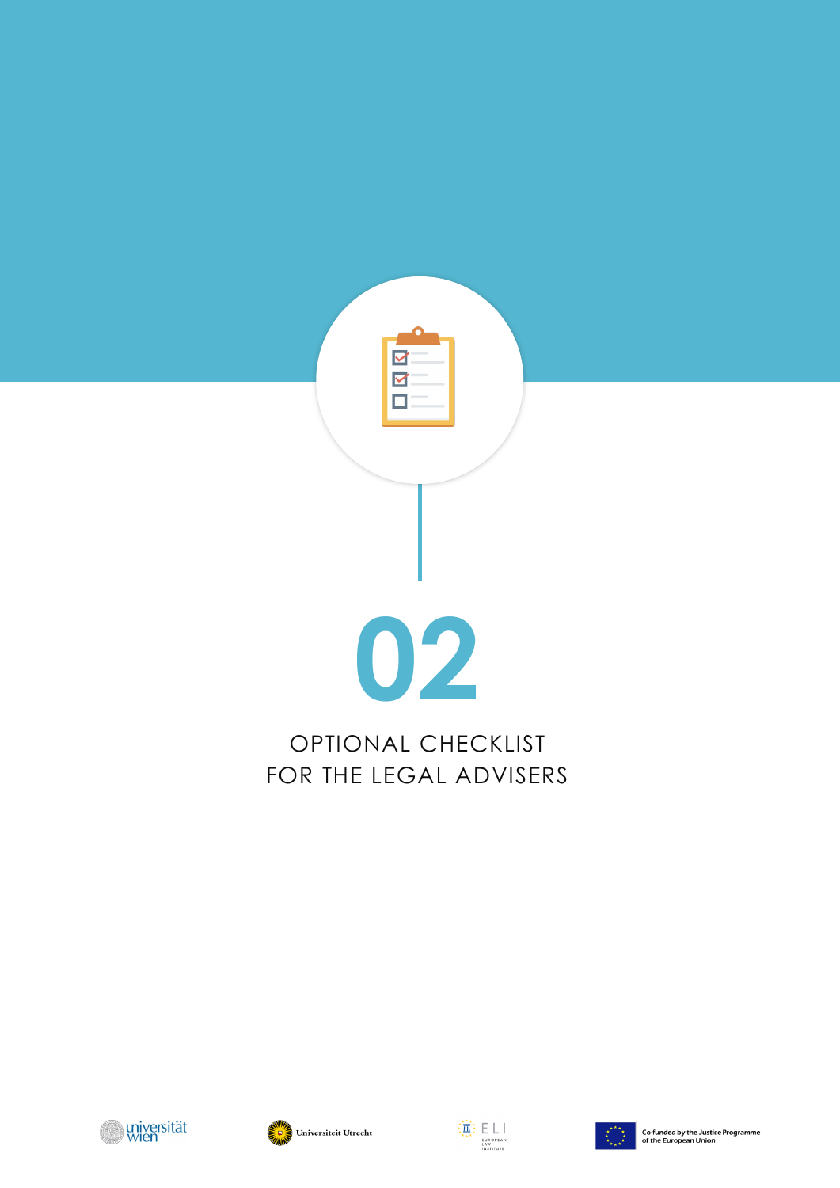# 02

## OPTIONAL CHECKLIST FOR THE LEGAL ADVISERS

universität wien

Universiteit Utrecht

ELI EUROPEAN LAW INSTITUTE

Co-funded by the Justice Programme of the European Union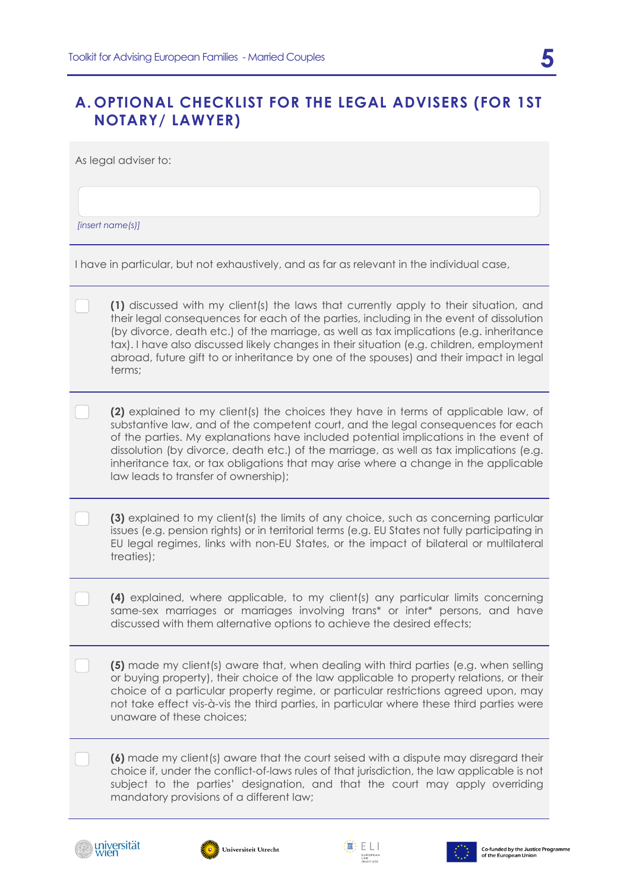## A. OPTIONAL CHECKLIST FOR THE LEGAL ADVISERS (FOR 1ST NOTARY/ LAWYER)

As legal adviser to:

*[insert name(s)]*

I have in particular, but not exhaustively, and as far as relevant in the individual case,

- [ ] **(1)** discussed with my client(s) the laws that currently apply to their situation, and their legal consequences for each of the parties, including in the event of dissolution (by divorce, death etc.) of the marriage, as well as tax implications (e.g. inheritance tax). I have also discussed likely changes in their situation (e.g. children, employment abroad, future gift to or inheritance by one of the spouses) and their impact in legal terms;

- [ ] **(2)** explained to my client(s) the choices they have in terms of applicable law, of substantive law, and of the competent court, and the legal consequences for each of the parties. My explanations have included potential implications in the event of dissolution (by divorce, death etc.) of the marriage, as well as tax implications (e.g. inheritance tax, or tax obligations that may arise where a change in the applicable law leads to transfer of ownership);

- [ ] **(3)** explained to my client(s) the limits of any choice, such as concerning particular issues (e.g. pension rights) or in territorial terms (e.g. EU States not fully participating in EU legal regimes, links with non-EU States, or the impact of bilateral or multilateral treaties);

- [ ] **(4)** explained, where applicable, to my client(s) any particular limits concerning same-sex marriages or marriages involving trans* or inter* persons, and have discussed with them alternative options to achieve the desired effects;

- [ ] **(5)** made my client(s) aware that, when dealing with third parties (e.g. when selling or buying property), their choice of the law applicable to property relations, or their choice of a particular property regime, or particular restrictions agreed upon, may not take effect vis-à-vis the third parties, in particular where these third parties were unaware of these choices;

- [ ] **(6)** made my client(s) aware that the court seised with a dispute may disregard their choice if, under the conflict-of-laws rules of that jurisdiction, the law applicable is not subject to the parties' designation, and that the court may apply overriding mandatory provisions of a different law;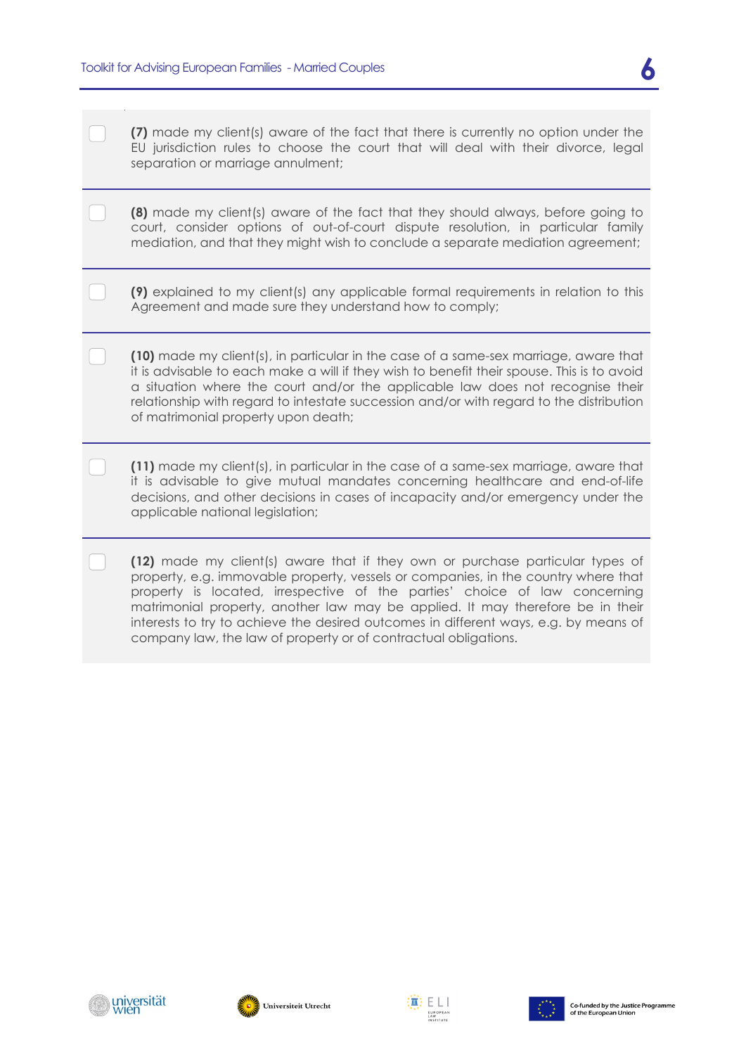- [ ] **(7)** made my client(s) aware of the fact that there is currently no option under the EU jurisdiction rules to choose the court that will deal with their divorce, legal separation or marriage annulment;

- [ ] **(8)** made my client(s) aware of the fact that they should always, before going to court, consider options of out-of-court dispute resolution, in particular family mediation, and that they might wish to conclude a separate mediation agreement;

- [ ] **(9)** explained to my client(s) any applicable formal requirements in relation to this Agreement and made sure they understand how to comply;

- [ ] **(10)** made my client(s), in particular in the case of a same-sex marriage, aware that it is advisable to each make a will if they wish to benefit their spouse. This is to avoid a situation where the court and/or the applicable law does not recognise their relationship with regard to intestate succession and/or with regard to the distribution of matrimonial property upon death;

- [ ] **(11)** made my client(s), in particular in the case of a same-sex marriage, aware that it is advisable to give mutual mandates concerning healthcare and end-of-life decisions, and other decisions in cases of incapacity and/or emergency under the applicable national legislation;

- [ ] **(12)** made my client(s) aware that if they own or purchase particular types of property, e.g. immovable property, vessels or companies, in the country where that property is located, irrespective of the parties' choice of law concerning matrimonial property, another law may be applied. It may therefore be in their interests to try to achieve the desired outcomes in different ways, e.g. by means of company law, the law of property or of contractual obligations.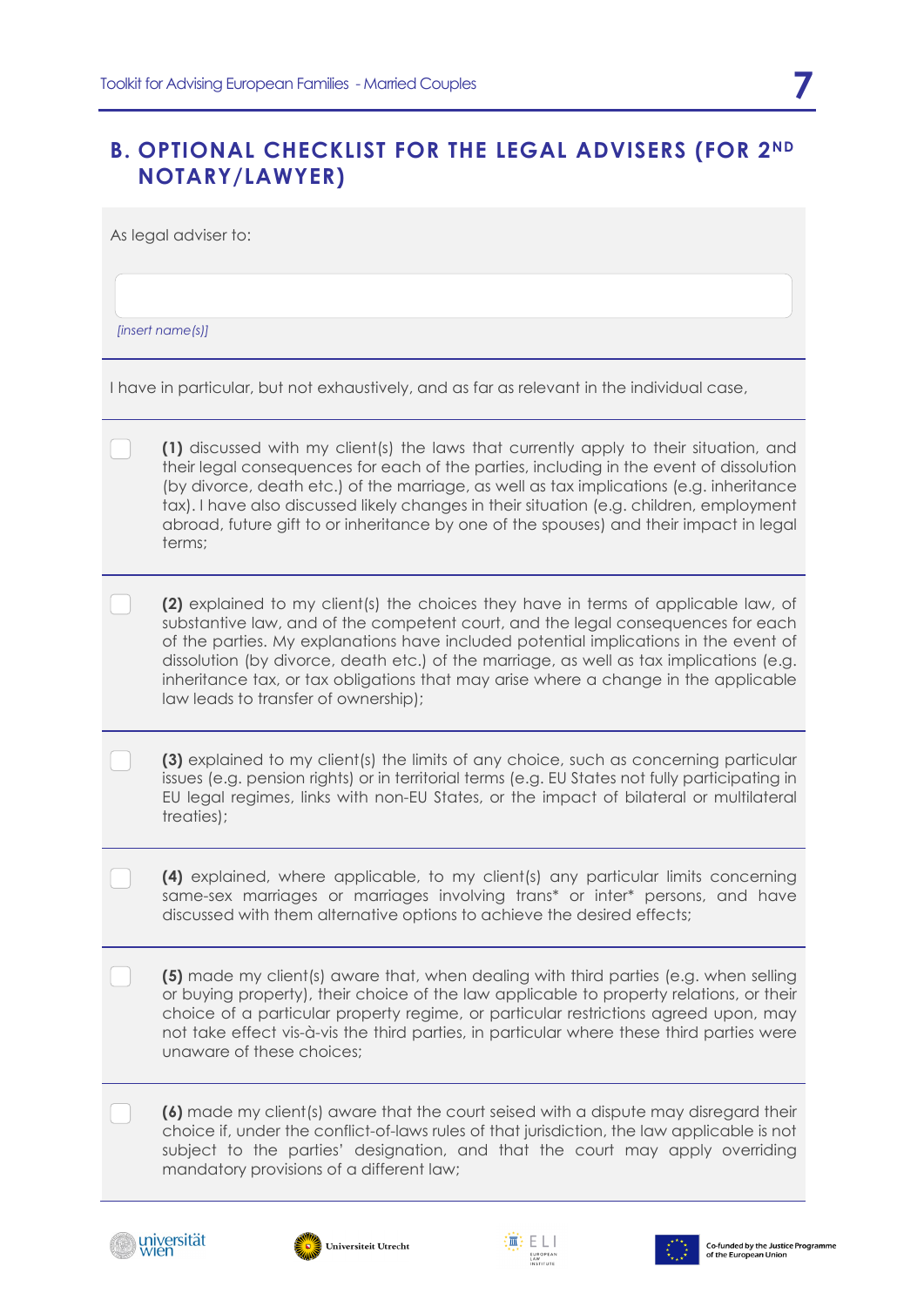## B. OPTIONAL CHECKLIST FOR THE LEGAL ADVISERS (FOR 2ND NOTARY/LAWYER)

As legal adviser to:

*[insert name(s)]*

I have in particular, but not exhaustively, and as far as relevant in the individual case,

- [ ] **(1)** discussed with my client(s) the laws that currently apply to their situation, and their legal consequences for each of the parties, including in the event of dissolution (by divorce, death etc.) of the marriage, as well as tax implications (e.g. inheritance tax). I have also discussed likely changes in their situation (e.g. children, employment abroad, future gift to or inheritance by one of the spouses) and their impact in legal terms;

- [ ] **(2)** explained to my client(s) the choices they have in terms of applicable law, of substantive law, and of the competent court, and the legal consequences for each of the parties. My explanations have included potential implications in the event of dissolution (by divorce, death etc.) of the marriage, as well as tax implications (e.g. inheritance tax, or tax obligations that may arise where a change in the applicable law leads to transfer of ownership);

- [ ] **(3)** explained to my client(s) the limits of any choice, such as concerning particular issues (e.g. pension rights) or in territorial terms (e.g. EU States not fully participating in EU legal regimes, links with non-EU States, or the impact of bilateral or multilateral treaties);

- [ ] **(4)** explained, where applicable, to my client(s) any particular limits concerning same-sex marriages or marriages involving trans* or inter* persons, and have discussed with them alternative options to achieve the desired effects;

- [ ] **(5)** made my client(s) aware that, when dealing with third parties (e.g. when selling or buying property), their choice of the law applicable to property relations, or their choice of a particular property regime, or particular restrictions agreed upon, may not take effect vis-à-vis the third parties, in particular where these third parties were unaware of these choices;

- [ ] **(6)** made my client(s) aware that the court seised with a dispute may disregard their choice if, under the conflict-of-laws rules of that jurisdiction, the law applicable is not subject to the parties' designation, and that the court may apply overriding mandatory provisions of a different law;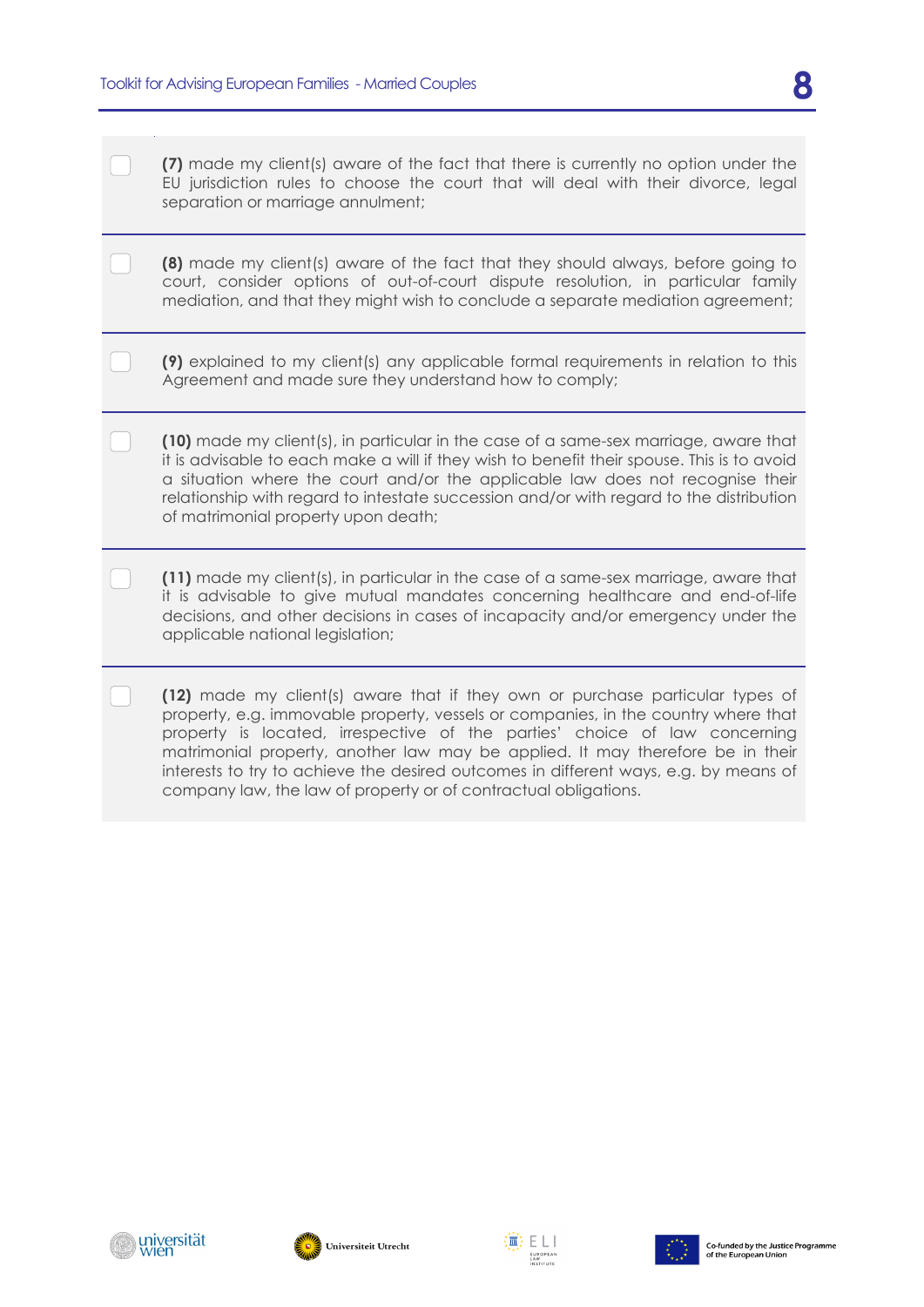- [ ] **(7)** made my client(s) aware of the fact that there is currently no option under the EU jurisdiction rules to choose the court that will deal with their divorce, legal separation or marriage annulment;

- [ ] **(8)** made my client(s) aware of the fact that they should always, before going to court, consider options of out-of-court dispute resolution, in particular family mediation, and that they might wish to conclude a separate mediation agreement;

- [ ] **(9)** explained to my client(s) any applicable formal requirements in relation to this Agreement and made sure they understand how to comply;

- [ ] **(10)** made my client(s), in particular in the case of a same-sex marriage, aware that it is advisable to each make a will if they wish to benefit their spouse. This is to avoid a situation where the court and/or the applicable law does not recognise their relationship with regard to intestate succession and/or with regard to the distribution of matrimonial property upon death;

- [ ] **(11)** made my client(s), in particular in the case of a same-sex marriage, aware that it is advisable to give mutual mandates concerning healthcare and end-of-life decisions, and other decisions in cases of incapacity and/or emergency under the applicable national legislation;

- [ ] **(12)** made my client(s) aware that if they own or purchase particular types of property, e.g. immovable property, vessels or companies, in the country where that property is located, irrespective of the parties' choice of law concerning matrimonial property, another law may be applied. It may therefore be in their interests to try to achieve the desired outcomes in different ways, e.g. by means of company law, the law of property or of contractual obligations.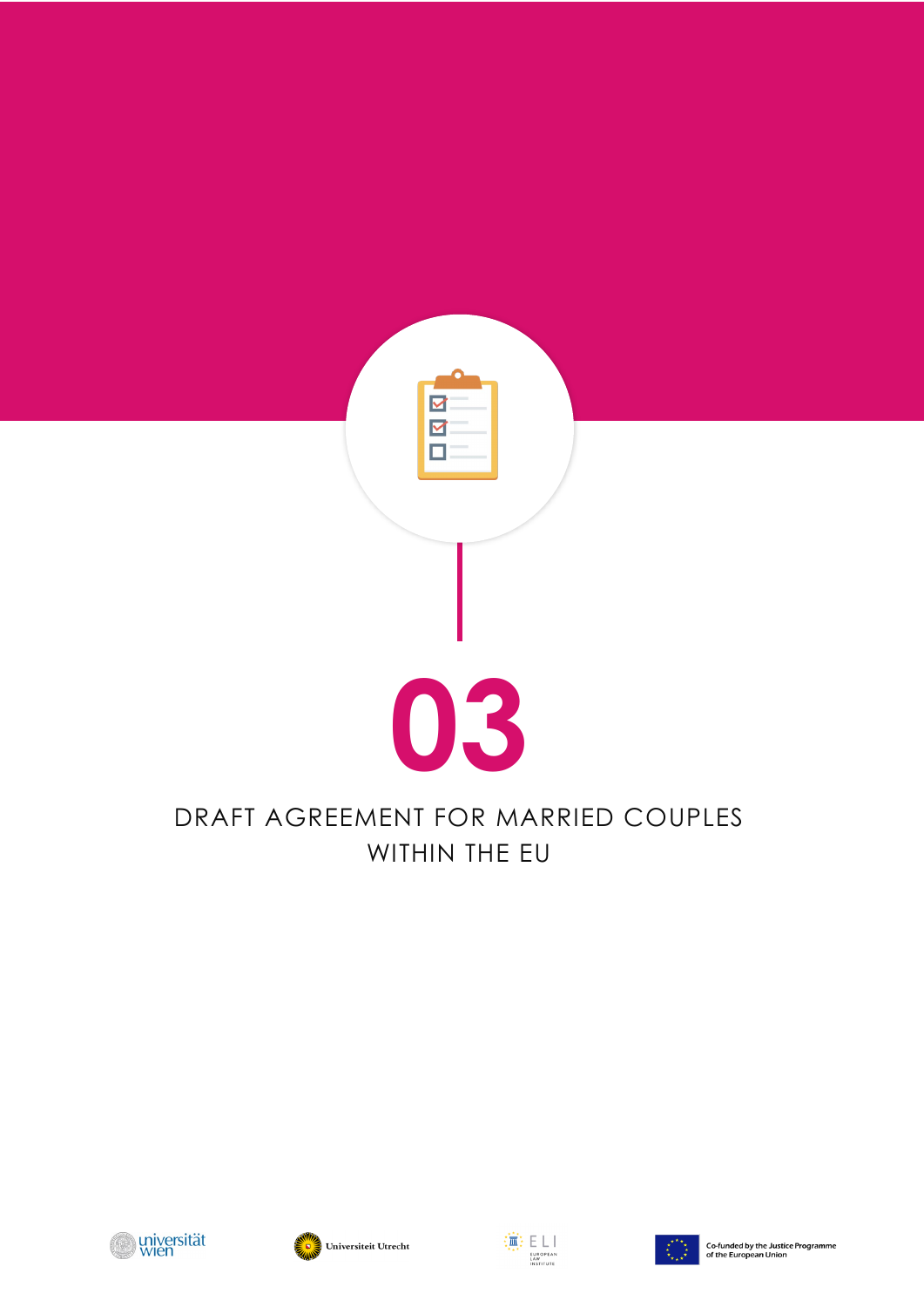# 03

## DRAFT AGREEMENT FOR MARRIED COUPLES WITHIN THE EU

Co-funded by the Justice Programme of the European Union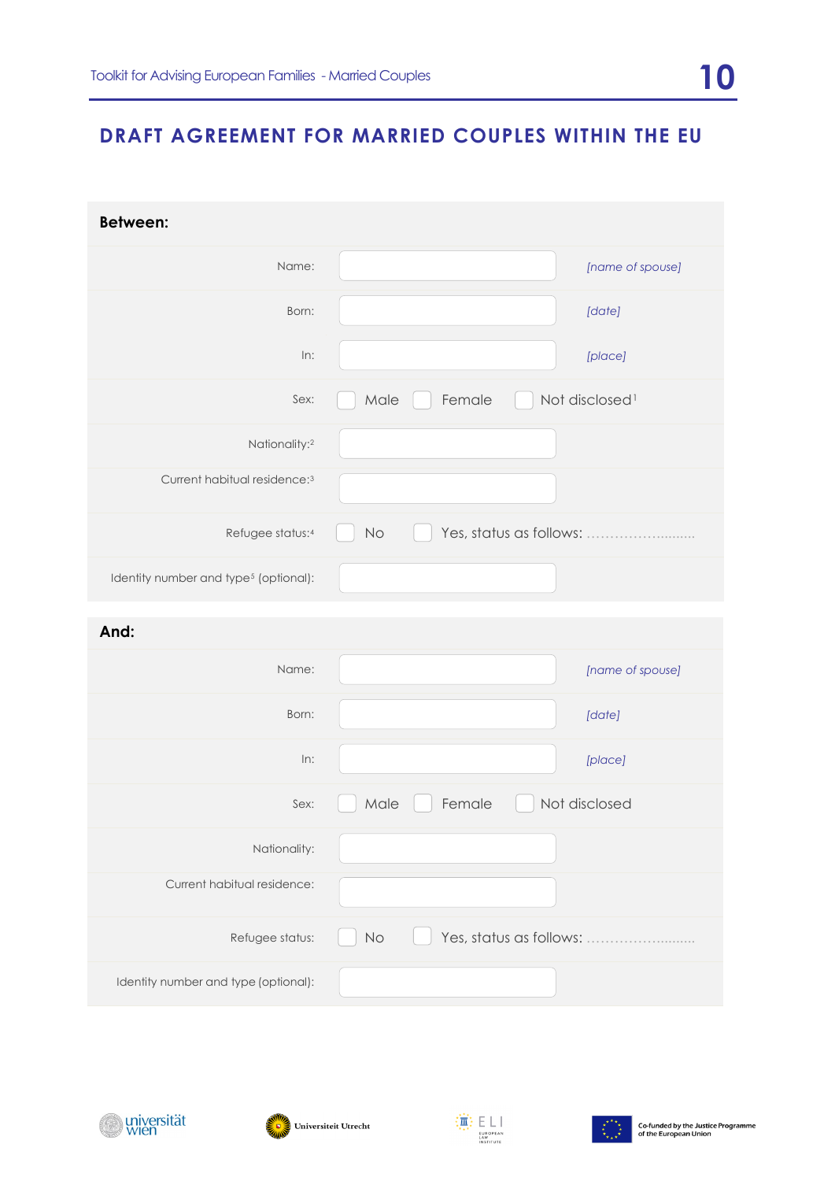## DRAFT AGREEMENT FOR MARRIED COUPLES WITHIN THE EU

**Between:**

| | | |
|---|---|---|
| Name: | | *[name of spouse]* |
| Born: | | *[date]* |
| In: | | *[place]* |
| Sex: | ☐ Male ☐ Female ☐ Not disclosed[1] | |
| Nationality:[2] | | |
| Current habitual residence:[3] | | |
| Refugee status:[4] | ☐ No ☐ Yes, status as follows: ……………………… | |
| Identity number and type[5] (optional): | | |

**And:**

| | | |
|---|---|---|
| Name: | | *[name of spouse]* |
| Born: | | *[date]* |
| In: | | *[place]* |
| Sex: | ☐ Male ☐ Female ☐ Not disclosed | |
| Nationality: | | |
| Current habitual residence: | | |
| Refugee status: | ☐ No ☐ Yes, status as follows: ……………………… | |
| Identity number and type (optional): | | |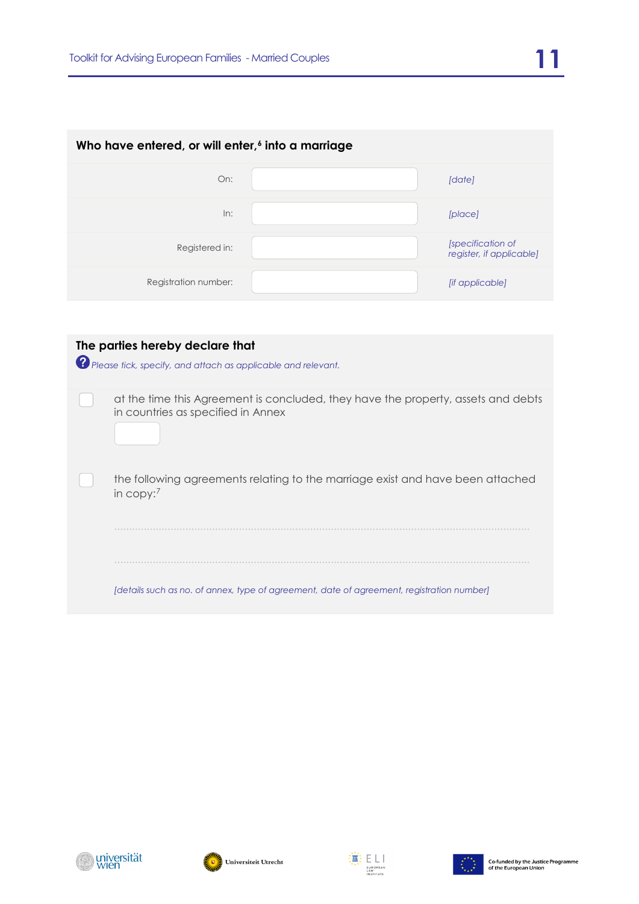## Who have entered, or will enter,[6] into a marriage

| | | |
|---|---|---|
| On: | | *[date]* |
| In: | | *[place]* |
| Registered in: | | *[specification of register, if applicable]* |
| Registration number: | | *[if applicable]* |

## The parties hereby declare that

*Please tick, specify, and attach as applicable and relevant.*

- [ ] at the time this Agreement is concluded, they have the property, assets and debts in countries as specified in Annex ______

- [ ] the following agreements relating to the marriage exist and have been attached in copy:[7]

..............................................................................................................................

..............................................................................................................................

*[details such as no. of annex, type of agreement, date of agreement, registration number]*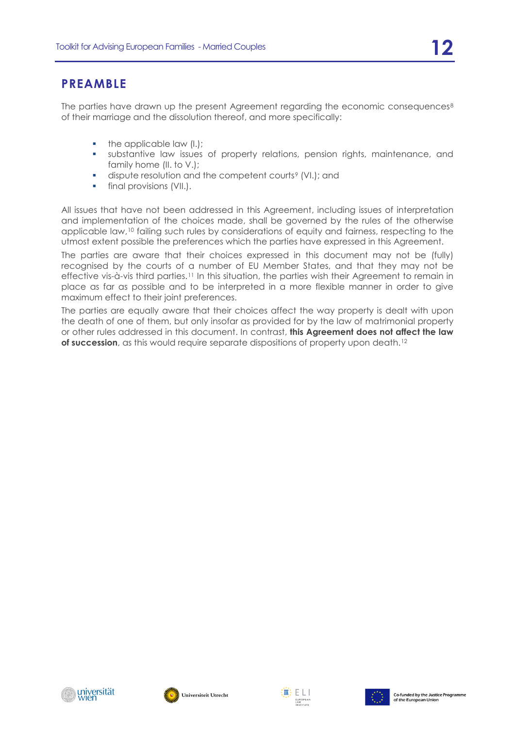## PREAMBLE

The parties have drawn up the present Agreement regarding the economic consequences[8] of their marriage and the dissolution thereof, and more specifically:

- the applicable law (I.);
- substantive law issues of property relations, pension rights, maintenance, and family home (II. to V.);
- dispute resolution and the competent courts[9] (VI.); and
- final provisions (VII.).

All issues that have not been addressed in this Agreement, including issues of interpretation and implementation of the choices made, shall be governed by the rules of the otherwise applicable law,[10] failing such rules by considerations of equity and fairness, respecting to the utmost extent possible the preferences which the parties have expressed in this Agreement.

The parties are aware that their choices expressed in this document may not be (fully) recognised by the courts of a number of EU Member States, and that they may not be effective vis-à-vis third parties.[11] In this situation, the parties wish their Agreement to remain in place as far as possible and to be interpreted in a more flexible manner in order to give maximum effect to their joint preferences.

The parties are equally aware that their choices affect the way property is dealt with upon the death of one of them, but only insofar as provided for by the law of matrimonial property or other rules addressed in this document. In contrast, **this Agreement does not affect the law of succession**, as this would require separate dispositions of property upon death.[12]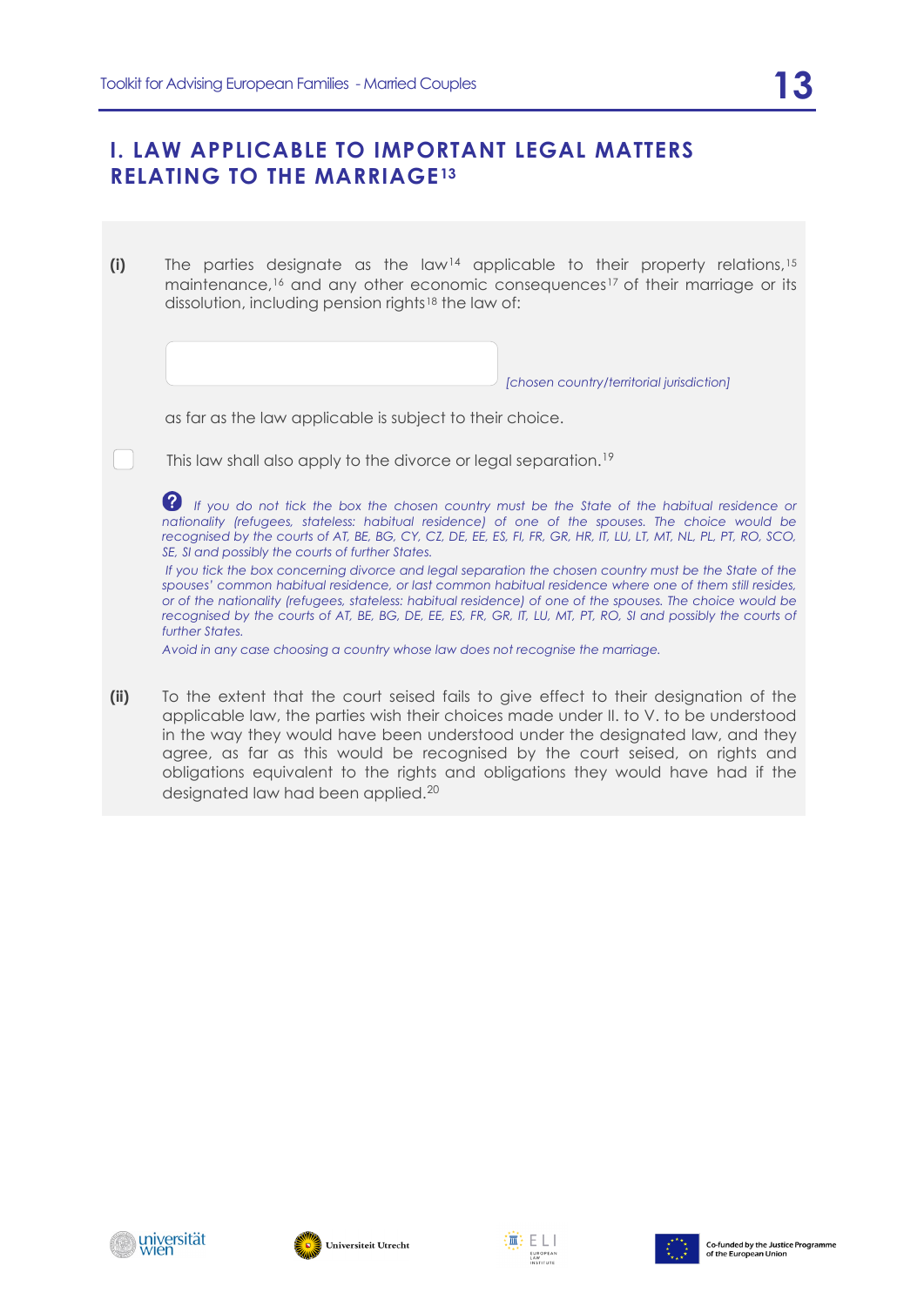## I. LAW APPLICABLE TO IMPORTANT LEGAL MATTERS RELATING TO THE MARRIAGE[13]

**(i)** The parties designate as the law[14] applicable to their property relations,[15] maintenance,[16] and any other economic consequences[17] of their marriage or its dissolution, including pension rights[18] the law of:

______________________ *[chosen country/territorial jurisdiction]*

as far as the law applicable is subject to their choice.

☐ This law shall also apply to the divorce or legal separation.[19]

*If you do not tick the box the chosen country must be the State of the habitual residence or nationality (refugees, stateless: habitual residence) of one of the spouses. The choice would be recognised by the courts of AT, BE, BG, CY, CZ, DE, EE, ES, FI, FR, GR, HR, IT, LU, LT, MT, NL, PL, PT, RO, SCO, SE, SI and possibly the courts of further States.*

*If you tick the box concerning divorce and legal separation the chosen country must be the State of the spouses' common habitual residence, or last common habitual residence where one of them still resides, or of the nationality (refugees, stateless: habitual residence) of one of the spouses. The choice would be recognised by the courts of AT, BE, BG, DE, EE, ES, FR, GR, IT, LU, MT, PT, RO, SI and possibly the courts of further States.*

*Avoid in any case choosing a country whose law does not recognise the marriage.*

**(ii)** To the extent that the court seised fails to give effect to their designation of the applicable law, the parties wish their choices made under II. to V. to be understood in the way they would have been understood under the designated law, and they agree, as far as this would be recognised by the court seised, on rights and obligations equivalent to the rights and obligations they would have had if the designated law had been applied.[20]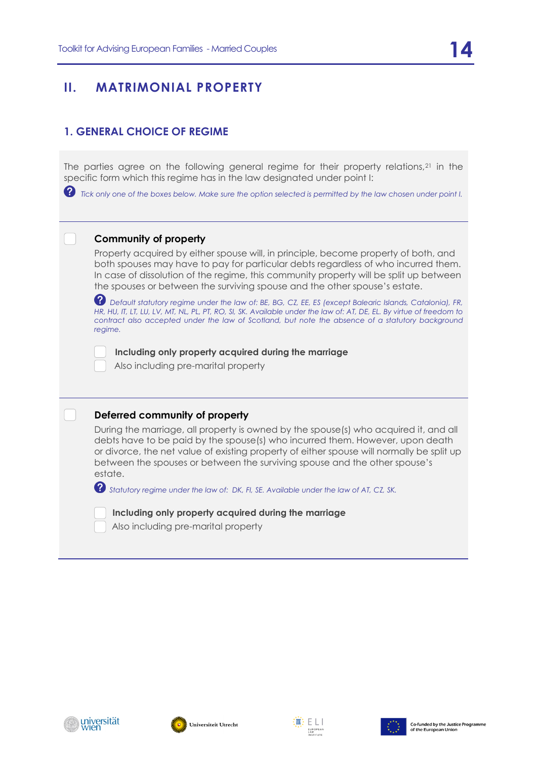# II. MATRIMONIAL PROPERTY

## 1. GENERAL CHOICE OF REGIME

The parties agree on the following general regime for their property relations,[21] in the specific form which this regime has in the law designated under point I:

*Tick only one of the boxes below. Make sure the option selected is permitted by the law chosen under point I.*

☐ **Community of property**

Property acquired by either spouse will, in principle, become property of both, and both spouses may have to pay for particular debts regardless of who incurred them. In case of dissolution of the regime, this community property will be split up between the spouses or between the surviving spouse and the other spouse's estate.

*Default statutory regime under the law of: BE, BG, CZ, EE, ES (except Balearic Islands, Catalonia), FR, HR, HU, IT, LT, LU, LV, MT, NL, PL, PT, RO, SI, SK. Available under the law of: AT, DE, EL. By virtue of freedom to contract also accepted under the law of Scotland, but note the absence of a statutory background regime.*

☐ **Including only property acquired during the marriage**

☐ Also including pre-marital property

☐ **Deferred community of property**

During the marriage, all property is owned by the spouse(s) who acquired it, and all debts have to be paid by the spouse(s) who incurred them. However, upon death or divorce, the net value of existing property of either spouse will normally be split up between the spouses or between the surviving spouse and the other spouse's estate.

*Statutory regime under the law of: DK, FI, SE. Available under the law of AT, CZ, SK.*

☐ **Including only property acquired during the marriage**

☐ Also including pre-marital property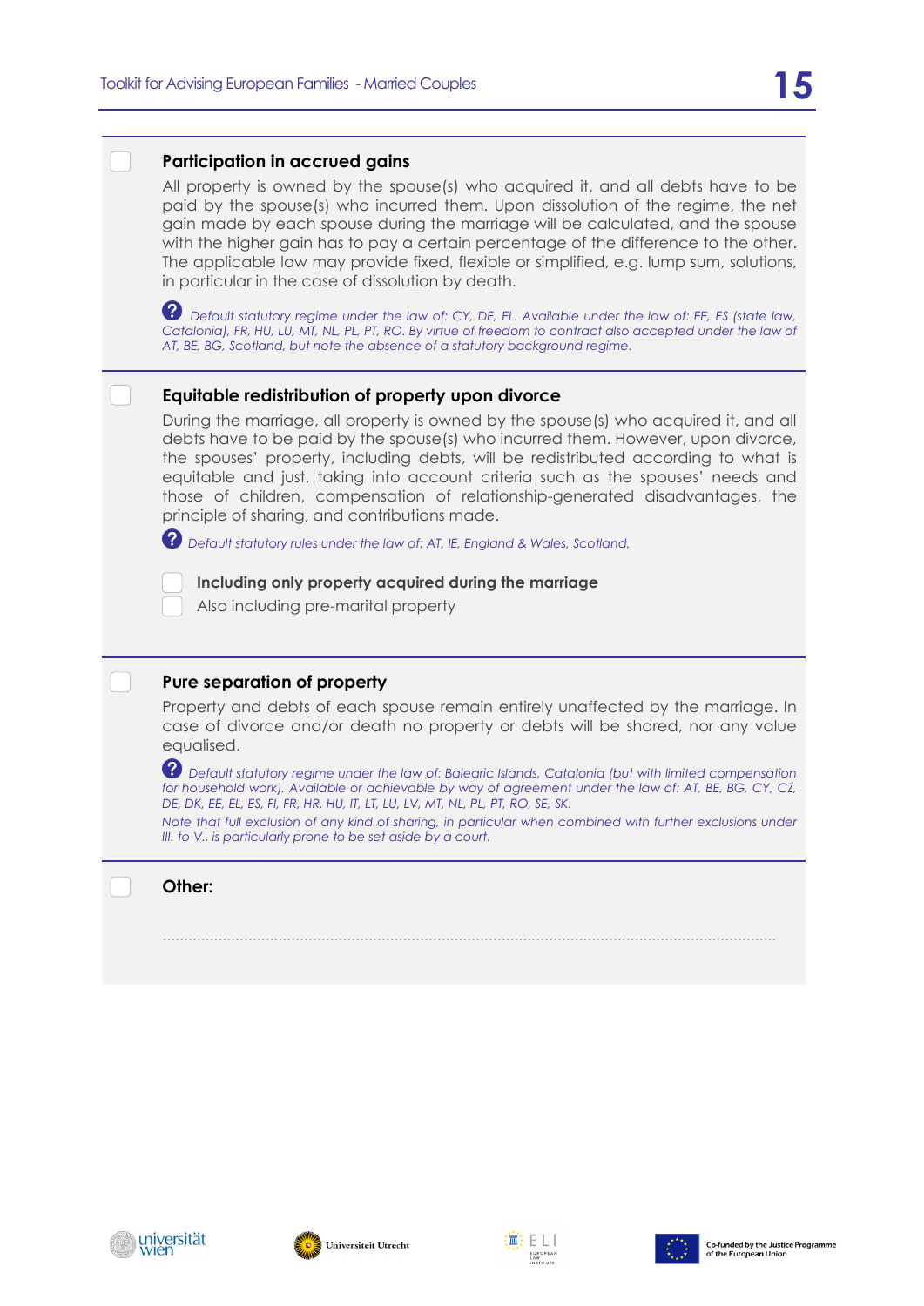- [ ] **Participation in accrued gains**

All property is owned by the spouse(s) who acquired it, and all debts have to be paid by the spouse(s) who incurred them. Upon dissolution of the regime, the net gain made by each spouse during the marriage will be calculated, and the spouse with the higher gain has to pay a certain percentage of the difference to the other. The applicable law may provide fixed, flexible or simplified, e.g. lump sum, solutions, in particular in the case of dissolution by death.

*Default statutory regime under the law of: CY, DE, EL. Available under the law of: EE, ES (state law, Catalonia), FR, HU, LU, MT, NL, PL, PT, RO. By virtue of freedom to contract also accepted under the law of AT, BE, BG, Scotland, but note the absence of a statutory background regime.*

- [ ] **Equitable redistribution of property upon divorce**

During the marriage, all property is owned by the spouse(s) who acquired it, and all debts have to be paid by the spouse(s) who incurred them. However, upon divorce, the spouses' property, including debts, will be redistributed according to what is equitable and just, taking into account criteria such as the spouses' needs and those of children, compensation of relationship-generated disadvantages, the principle of sharing, and contributions made.

*Default statutory rules under the law of: AT, IE, England & Wales, Scotland.*

- [ ] **Including only property acquired during the marriage**
- [ ] Also including pre-marital property

- [ ] **Pure separation of property**

Property and debts of each spouse remain entirely unaffected by the marriage. In case of divorce and/or death no property or debts will be shared, nor any value equalised.

*Default statutory regime under the law of: Balearic Islands, Catalonia (but with limited compensation for household work). Available or achievable by way of agreement under the law of: AT, BE, BG, CY, CZ, DE, DK, EE, EL, ES, FI, FR, HR, HU, IT, LT, LU, LV, MT, NL, PL, PT, RO, SE, SK.*

*Note that full exclusion of any kind of sharing, in particular when combined with further exclusions under III. to V., is particularly prone to be set aside by a court.*

- [ ] **Other:**

..............................................................................................................................................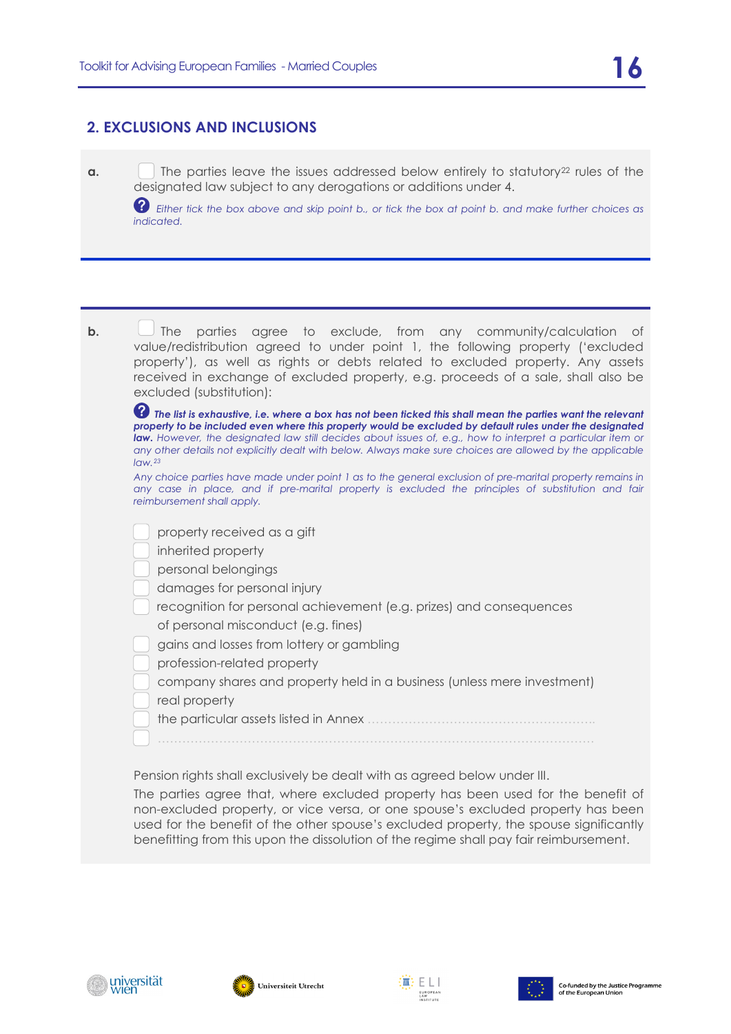## 2. EXCLUSIONS AND INCLUSIONS

**a.** ☐ The parties leave the issues addressed below entirely to statutory[22] rules of the designated law subject to any derogations or additions under 4.

*Either tick the box above and skip point b., or tick the box at point b. and make further choices as indicated.*

**b.** ☐ The parties agree to exclude, from any community/calculation of value/redistribution agreed to under point 1, the following property ('excluded property'), as well as rights or debts related to excluded property. Any assets received in exchange of excluded property, e.g. proceeds of a sale, shall also be excluded (substitution):

***The list is exhaustive, i.e. where a box has not been ticked this shall mean the parties want the relevant property to be included even where this property would be excluded by default rules under the designated law.*** *However, the designated law still decides about issues of, e.g., how to interpret a particular item or any other details not explicitly dealt with below. Always make sure choices are allowed by the applicable law.*[23]

*Any choice parties have made under point 1 as to the general exclusion of pre-marital property remains in any case in place, and if pre-marital property is excluded the principles of substitution and fair reimbursement shall apply.*

- ☐ property received as a gift
- ☐ inherited property
- ☐ personal belongings
- ☐ damages for personal injury
- ☐ recognition for personal achievement (e.g. prizes) and consequences of personal misconduct (e.g. fines)
- ☐ gains and losses from lottery or gambling
- ☐ profession-related property
- ☐ company shares and property held in a business (unless mere investment)
- ☐ real property
- ☐ the particular assets listed in Annex ........................................................
- ☐ ..........................................................................................

Pension rights shall exclusively be dealt with as agreed below under III.

The parties agree that, where excluded property has been used for the benefit of non-excluded property, or vice versa, or one spouse's excluded property has been used for the benefit of the other spouse's excluded property, the spouse significantly benefitting from this upon the dissolution of the regime shall pay fair reimbursement.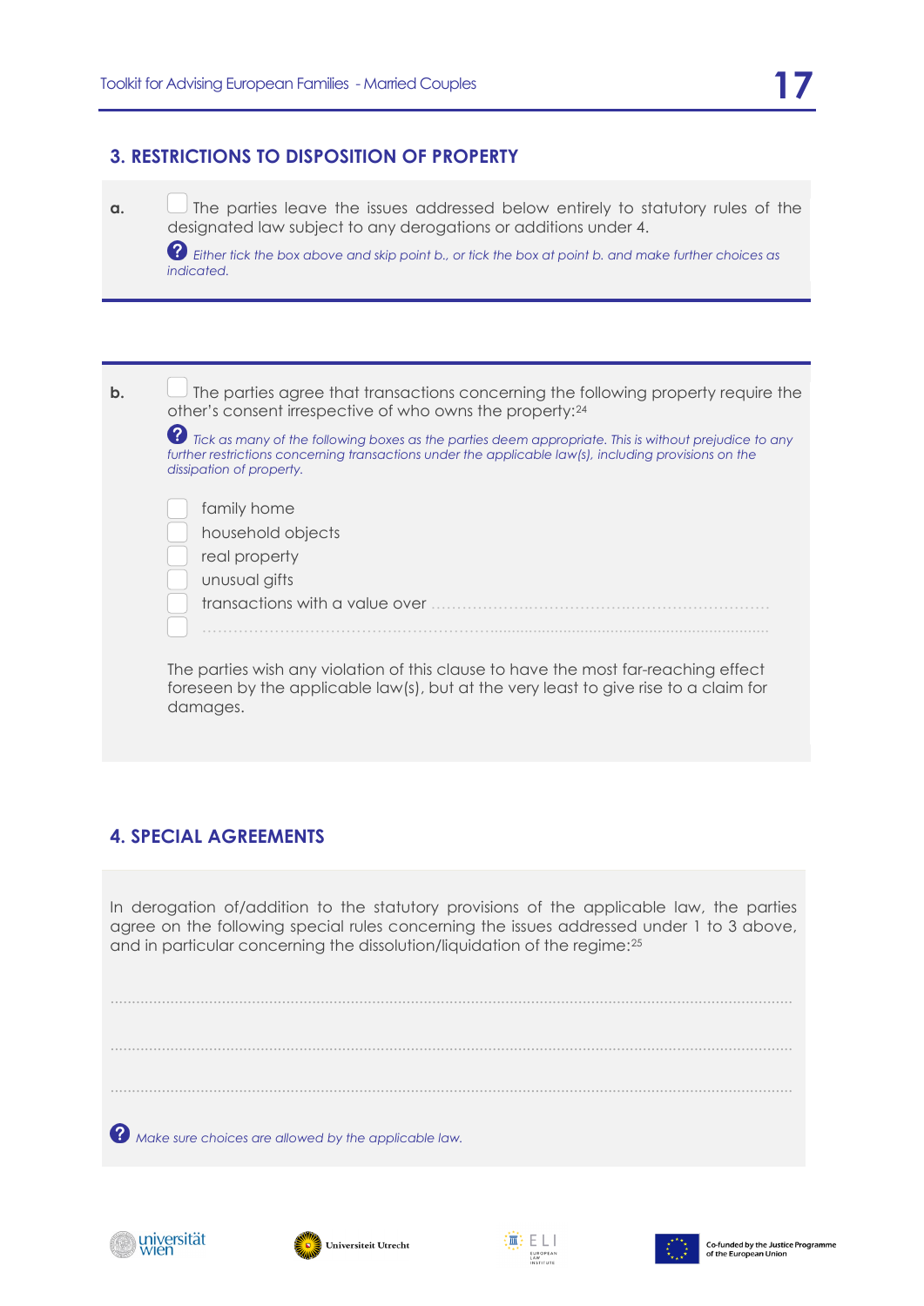## 3. RESTRICTIONS TO DISPOSITION OF PROPERTY

**a.** ☐ The parties leave the issues addressed below entirely to statutory rules of the designated law subject to any derogations or additions under 4.

*Either tick the box above and skip point b., or tick the box at point b. and make further choices as indicated.*

**b.** ☐ The parties agree that transactions concerning the following property require the other's consent irrespective of who owns the property:[24]

*Tick as many of the following boxes as the parties deem appropriate. This is without prejudice to any further restrictions concerning transactions under the applicable law(s), including provisions on the dissipation of property.*

- ☐ family home
- ☐ household objects
- ☐ real property
- ☐ unusual gifts
- ☐ transactions with a value over ..............................................................
- ☐ ..............................................................................................

The parties wish any violation of this clause to have the most far-reaching effect foreseen by the applicable law(s), but at the very least to give rise to a claim for damages.

## 4. SPECIAL AGREEMENTS

In derogation of/addition to the statutory provisions of the applicable law, the parties agree on the following special rules concerning the issues addressed under 1 to 3 above, and in particular concerning the dissolution/liquidation of the regime:[25]

..............................................................................................................................

..............................................................................................................................

..............................................................................................................................

*Make sure choices are allowed by the applicable law.*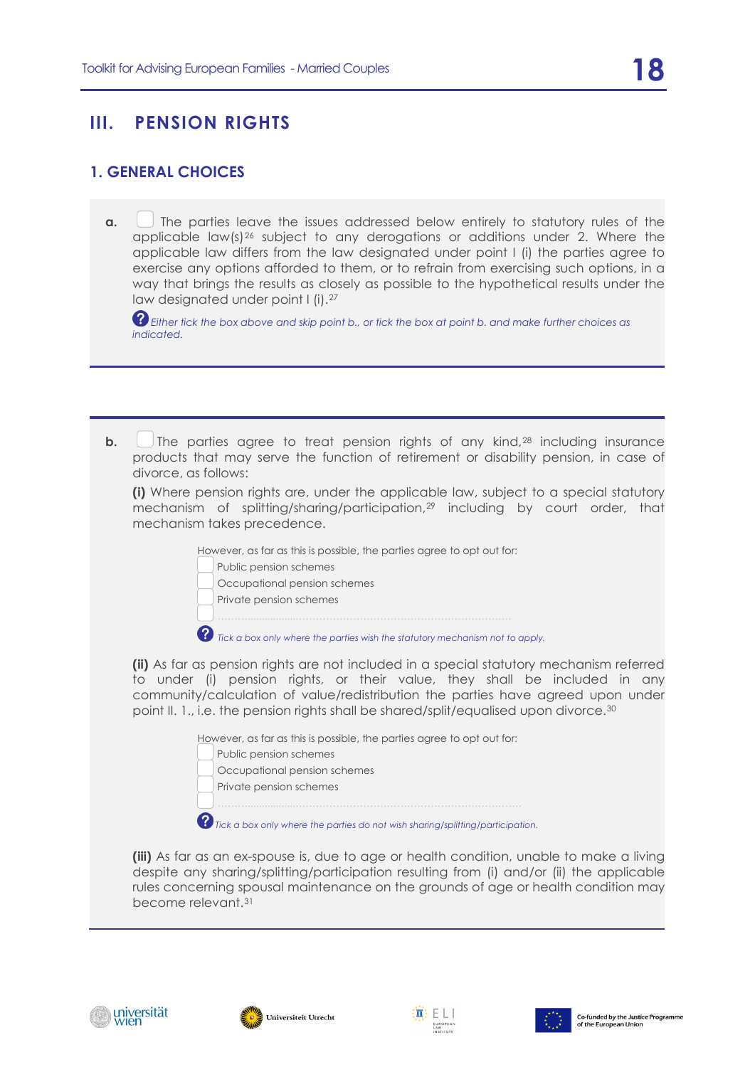## III. PENSION RIGHTS

### 1. GENERAL CHOICES

**a.** ☐ The parties leave the issues addressed below entirely to statutory rules of the applicable law(s)[26] subject to any derogations or additions under 2. Where the applicable law differs from the law designated under point I (i) the parties agree to exercise any options afforded to them, or to refrain from exercising such options, in a way that brings the results as closely as possible to the hypothetical results under the law designated under point I (i).[27]

*Either tick the box above and skip point b., or tick the box at point b. and make further choices as indicated.*

---

**b.** ☐ The parties agree to treat pension rights of any kind,[28] including insurance products that may serve the function of retirement or disability pension, in case of divorce, as follows:

**(i)** Where pension rights are, under the applicable law, subject to a special statutory mechanism of splitting/sharing/participation,[29] including by court order, that mechanism takes precedence.

However, as far as this is possible, the parties agree to opt out for:

- ☐ Public pension schemes
- ☐ Occupational pension schemes
- ☐ Private pension schemes
- ☐ ……………………………………………………………

*Tick a box only where the parties wish the statutory mechanism not to apply.*

**(ii)** As far as pension rights are not included in a special statutory mechanism referred to under (i) pension rights, or their value, they shall be included in any community/calculation of value/redistribution the parties have agreed upon under point II. 1., i.e. the pension rights shall be shared/split/equalised upon divorce.[30]

However, as far as this is possible, the parties agree to opt out for:

- ☐ Public pension schemes
- ☐ Occupational pension schemes
- ☐ Private pension schemes
- ☐ ……………………………………………………………

*Tick a box only where the parties do not wish sharing/splitting/participation.*

**(iii)** As far as an ex-spouse is, due to age or health condition, unable to make a living despite any sharing/splitting/participation resulting from (i) and/or (ii) the applicable rules concerning spousal maintenance on the grounds of age or health condition may become relevant.[31]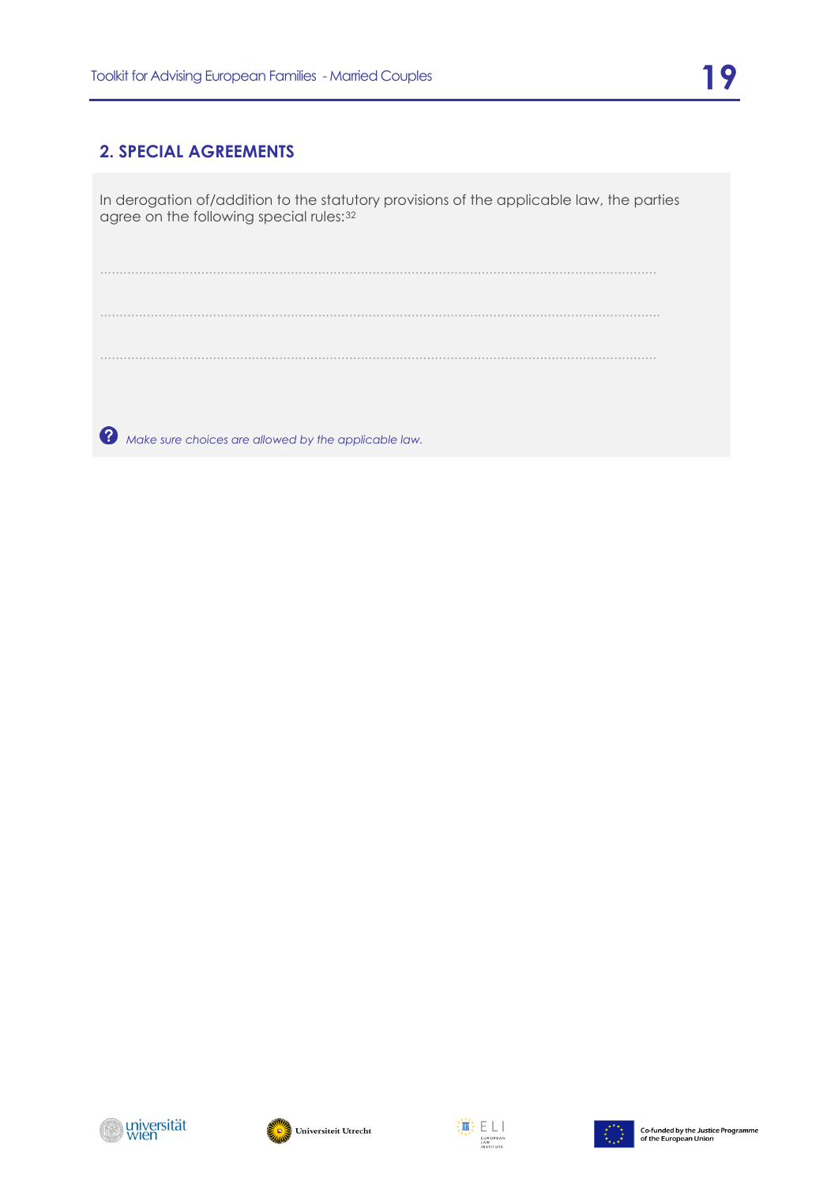## 2. SPECIAL AGREEMENTS

In derogation of/addition to the statutory provisions of the applicable law, the parties agree on the following special rules:[32]

..................................................................................................................................................

..................................................................................................................................................

..................................................................................................................................................

*Make sure choices are allowed by the applicable law.*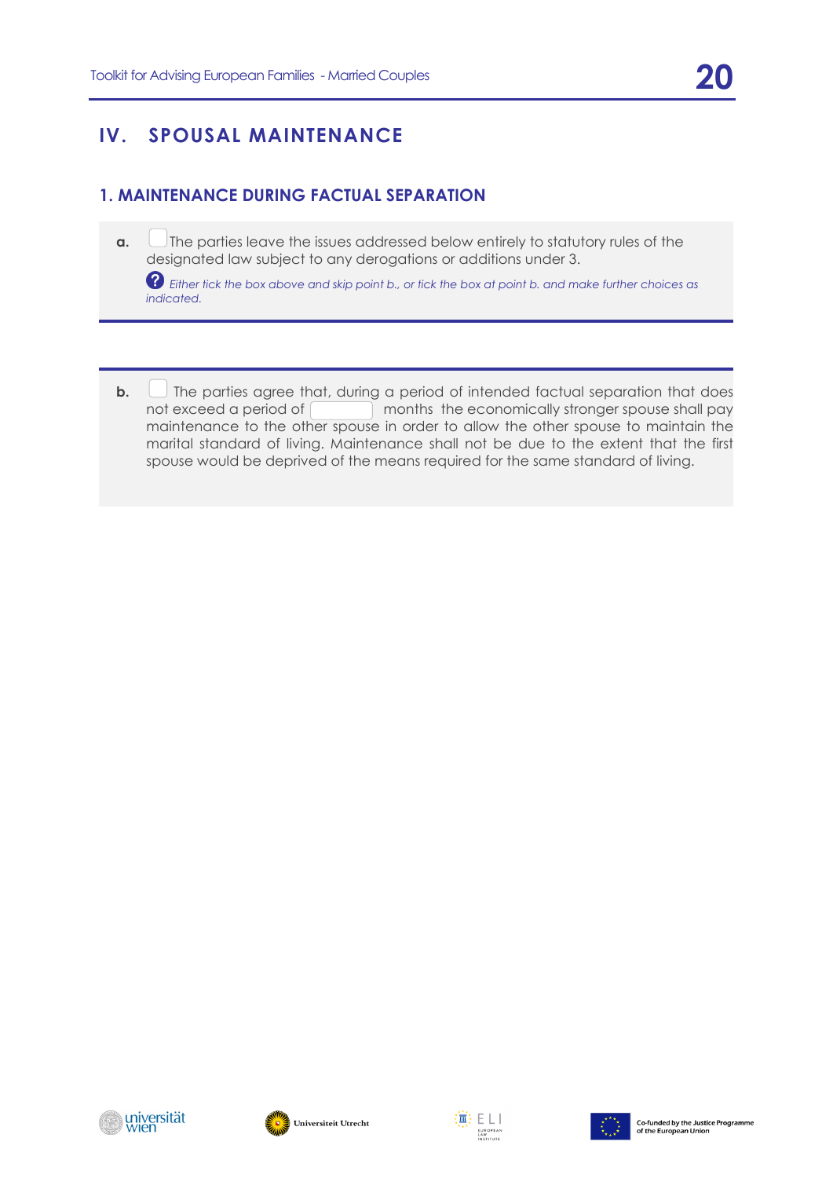# IV. SPOUSAL MAINTENANCE

## 1. MAINTENANCE DURING FACTUAL SEPARATION

**a.** ☐ The parties leave the issues addressed below entirely to statutory rules of the designated law subject to any derogations or additions under 3.

*Either tick the box above and skip point b., or tick the box at point b. and make further choices as indicated.*

**b.** ☐ The parties agree that, during a period of intended factual separation that does not exceed a period of ______ months the economically stronger spouse shall pay maintenance to the other spouse in order to allow the other spouse to maintain the marital standard of living. Maintenance shall not be due to the extent that the first spouse would be deprived of the means required for the same standard of living.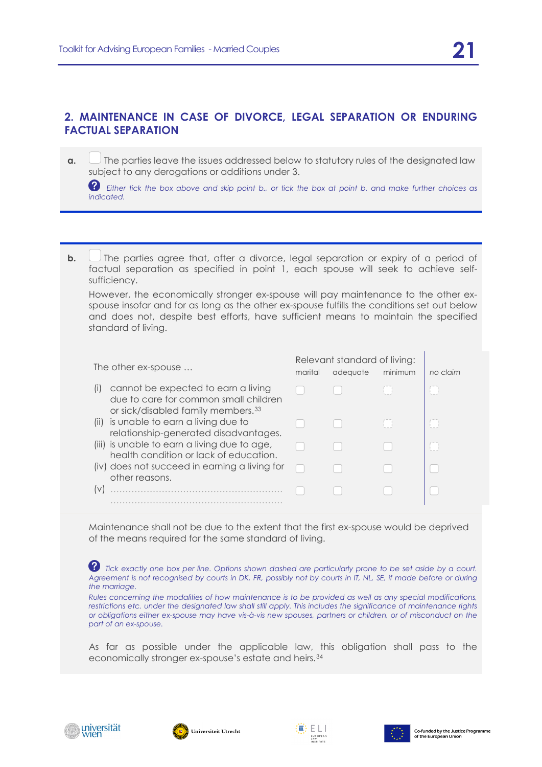## 2. MAINTENANCE IN CASE OF DIVORCE, LEGAL SEPARATION OR ENDURING FACTUAL SEPARATION

**a.** ☐ The parties leave the issues addressed below to statutory rules of the designated law subject to any derogations or additions under 3.

*Either tick the box above and skip point b., or tick the box at point b. and make further choices as indicated.*

**b.** ☐ The parties agree that, after a divorce, legal separation or expiry of a period of factual separation as specified in point 1, each spouse will seek to achieve self-sufficiency.

However, the economically stronger ex-spouse will pay maintenance to the other ex-spouse insofar and for as long as the other ex-spouse fulfills the conditions set out below and does not, despite best efforts, have sufficient means to maintain the specified standard of living.

| The other ex-spouse … | Relevant standard of living: marital | adequate | minimum | *no claim* |
|---|---|---|---|---|
| (i) cannot be expected to earn a living due to care for common small children or sick/disabled family members.[33] | ☐ | ☐ | ☐ | ☐ |
| (ii) is unable to earn a living due to relationship-generated disadvantages. | ☐ | ☐ | ☐ | ☐ |
| (iii) is unable to earn a living due to age, health condition or lack of education. | ☐ | ☐ | ☐ | ☐ |
| (iv) does not succeed in earning a living for other reasons. | ☐ | ☐ | ☐ | ☐ |
| (v) ………………………………………………… ………………………………………………… | ☐ | ☐ | ☐ | ☐ |

Maintenance shall not be due to the extent that the first ex-spouse would be deprived of the means required for the same standard of living.

*Tick exactly one box per line. Options shown dashed are particularly prone to be set aside by a court. Agreement is not recognised by courts in DK, FR, possibly not by courts in IT, NL, SE, if made before or during the marriage.*

*Rules concerning the modalities of how maintenance is to be provided as well as any special modifications, restrictions etc. under the designated law shall still apply. This includes the significance of maintenance rights or obligations either ex-spouse may have vis-à-vis new spouses, partners or children, or of misconduct on the part of an ex-spouse.*

As far as possible under the applicable law, this obligation shall pass to the economically stronger ex-spouse's estate and heirs.[34]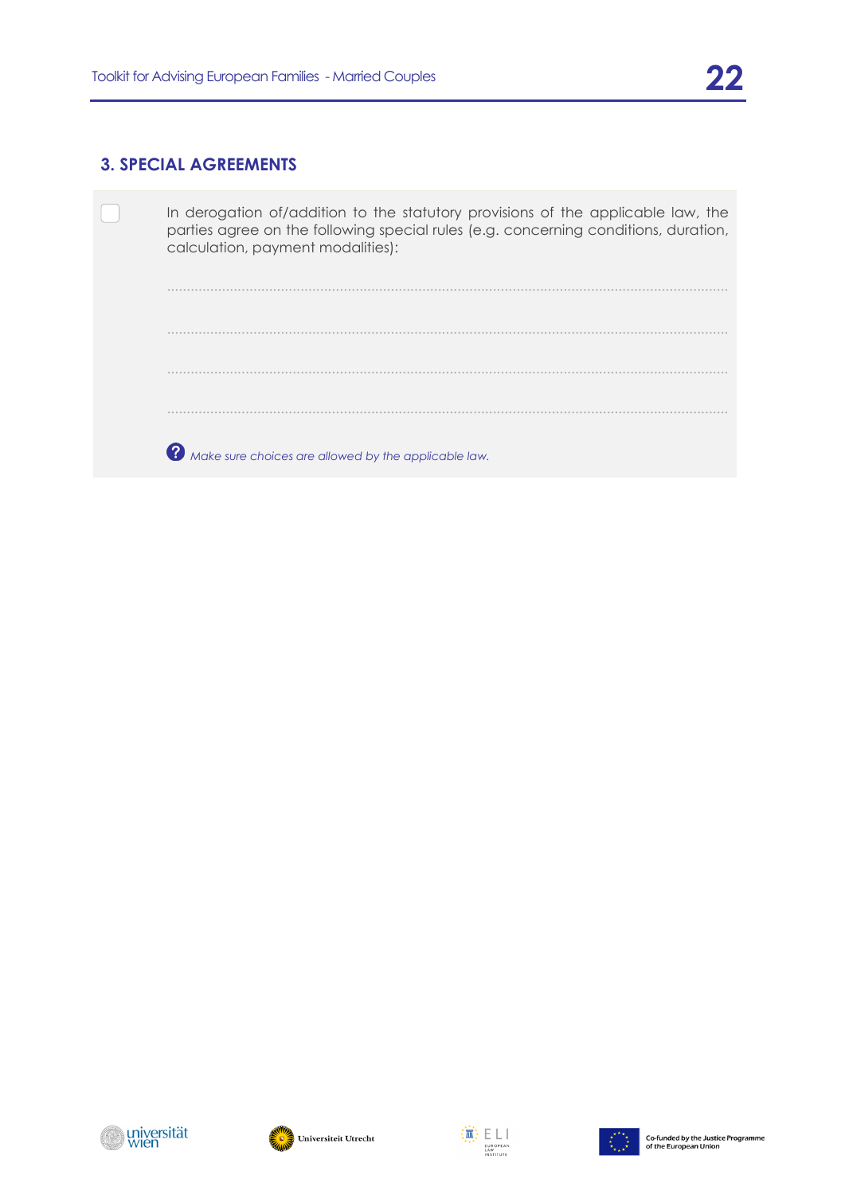## 3. SPECIAL AGREEMENTS

☐ In derogation of/addition to the statutory provisions of the applicable law, the parties agree on the following special rules (e.g. concerning conditions, duration, calculation, payment modalities):

.......................................................................................................................................

.......................................................................................................................................

.......................................................................................................................................

.......................................................................................................................................

*Make sure choices are allowed by the applicable law.*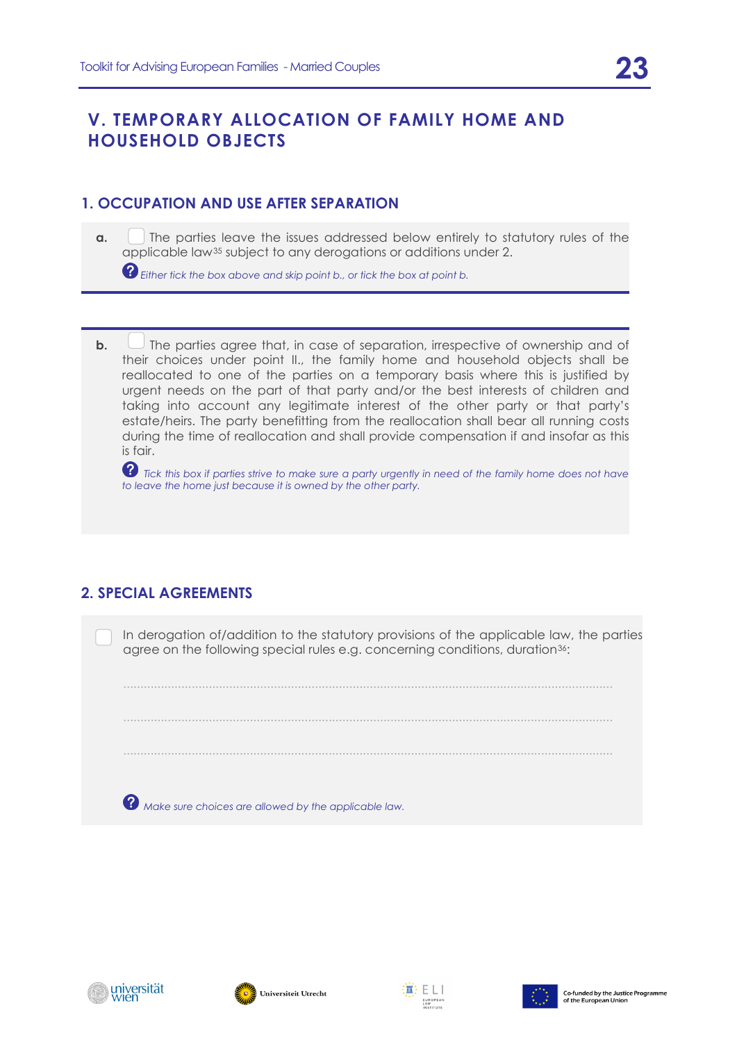# V. TEMPORARY ALLOCATION OF FAMILY HOME AND HOUSEHOLD OBJECTS

## 1. OCCUPATION AND USE AFTER SEPARATION

**a.** ☐ The parties leave the issues addressed below entirely to statutory rules of the applicable law[35] subject to any derogations or additions under 2.

*Either tick the box above and skip point b., or tick the box at point b.*

**b.** ☐ The parties agree that, in case of separation, irrespective of ownership and of their choices under point II., the family home and household objects shall be reallocated to one of the parties on a temporary basis where this is justified by urgent needs on the part of that party and/or the best interests of children and taking into account any legitimate interest of the other party or that party's estate/heirs. The party benefitting from the reallocation shall bear all running costs during the time of reallocation and shall provide compensation if and insofar as this is fair.

*Tick this box if parties strive to make sure a party urgently in need of the family home does not have to leave the home just because it is owned by the other party.*

## 2. SPECIAL AGREEMENTS

☐ In derogation of/addition to the statutory provisions of the applicable law, the parties agree on the following special rules e.g. concerning conditions, duration[36]:

..........................................................................................................................................

..........................................................................................................................................

..........................................................................................................................................

*Make sure choices are allowed by the applicable law.*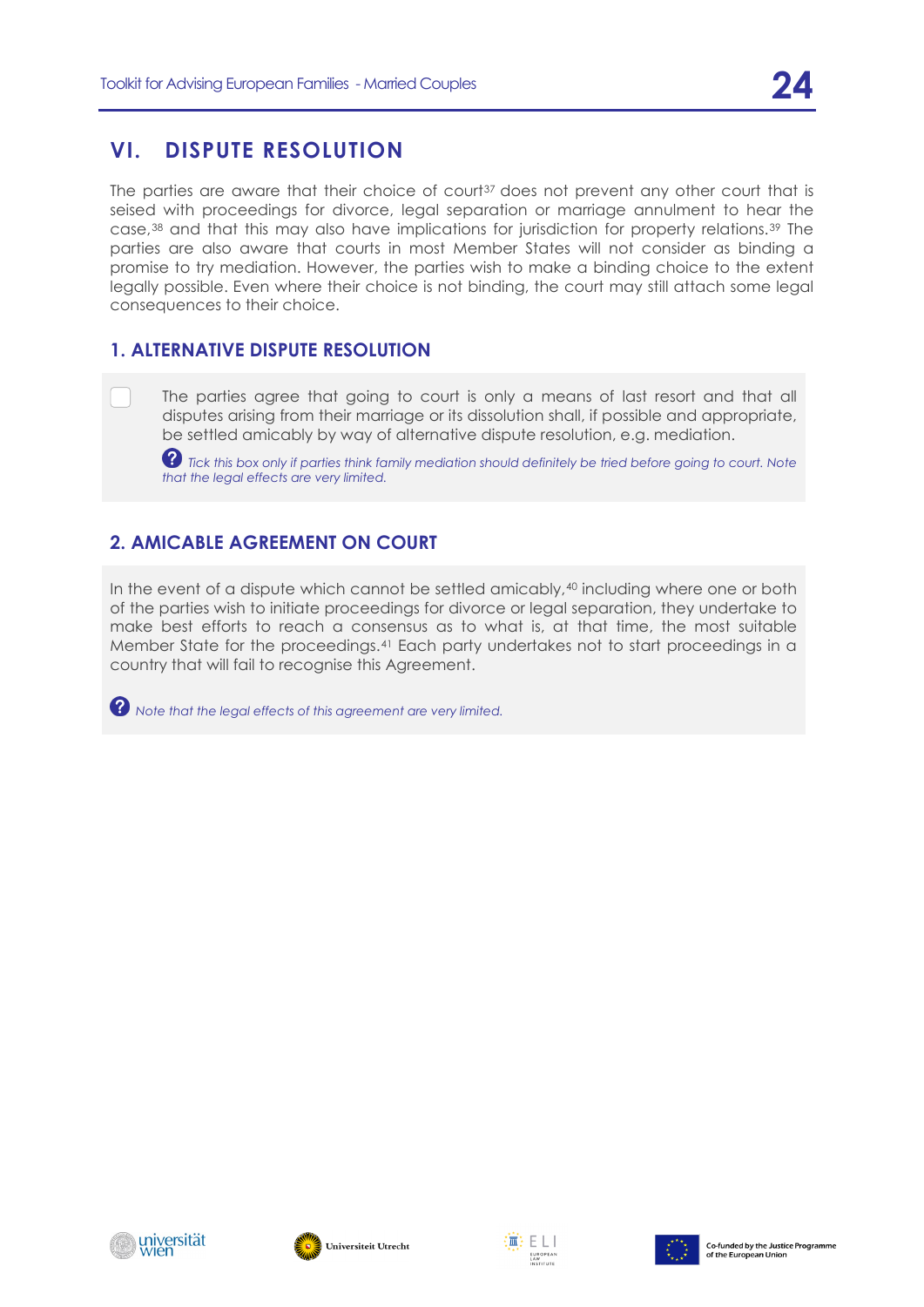## VI. DISPUTE RESOLUTION

The parties are aware that their choice of court[37] does not prevent any other court that is seised with proceedings for divorce, legal separation or marriage annulment to hear the case,[38] and that this may also have implications for jurisdiction for property relations.[39] The parties are also aware that courts in most Member States will not consider as binding a promise to try mediation. However, the parties wish to make a binding choice to the extent legally possible. Even where their choice is not binding, the court may still attach some legal consequences to their choice.

### 1. ALTERNATIVE DISPUTE RESOLUTION

☐ The parties agree that going to court is only a means of last resort and that all disputes arising from their marriage or its dissolution shall, if possible and appropriate, be settled amicably by way of alternative dispute resolution, e.g. mediation.

*Tick this box only if parties think family mediation should definitely be tried before going to court. Note that the legal effects are very limited.*

### 2. AMICABLE AGREEMENT ON COURT

In the event of a dispute which cannot be settled amicably,[40] including where one or both of the parties wish to initiate proceedings for divorce or legal separation, they undertake to make best efforts to reach a consensus as to what is, at that time, the most suitable Member State for the proceedings.[41] Each party undertakes not to start proceedings in a country that will fail to recognise this Agreement.

*Note that the legal effects of this agreement are very limited.*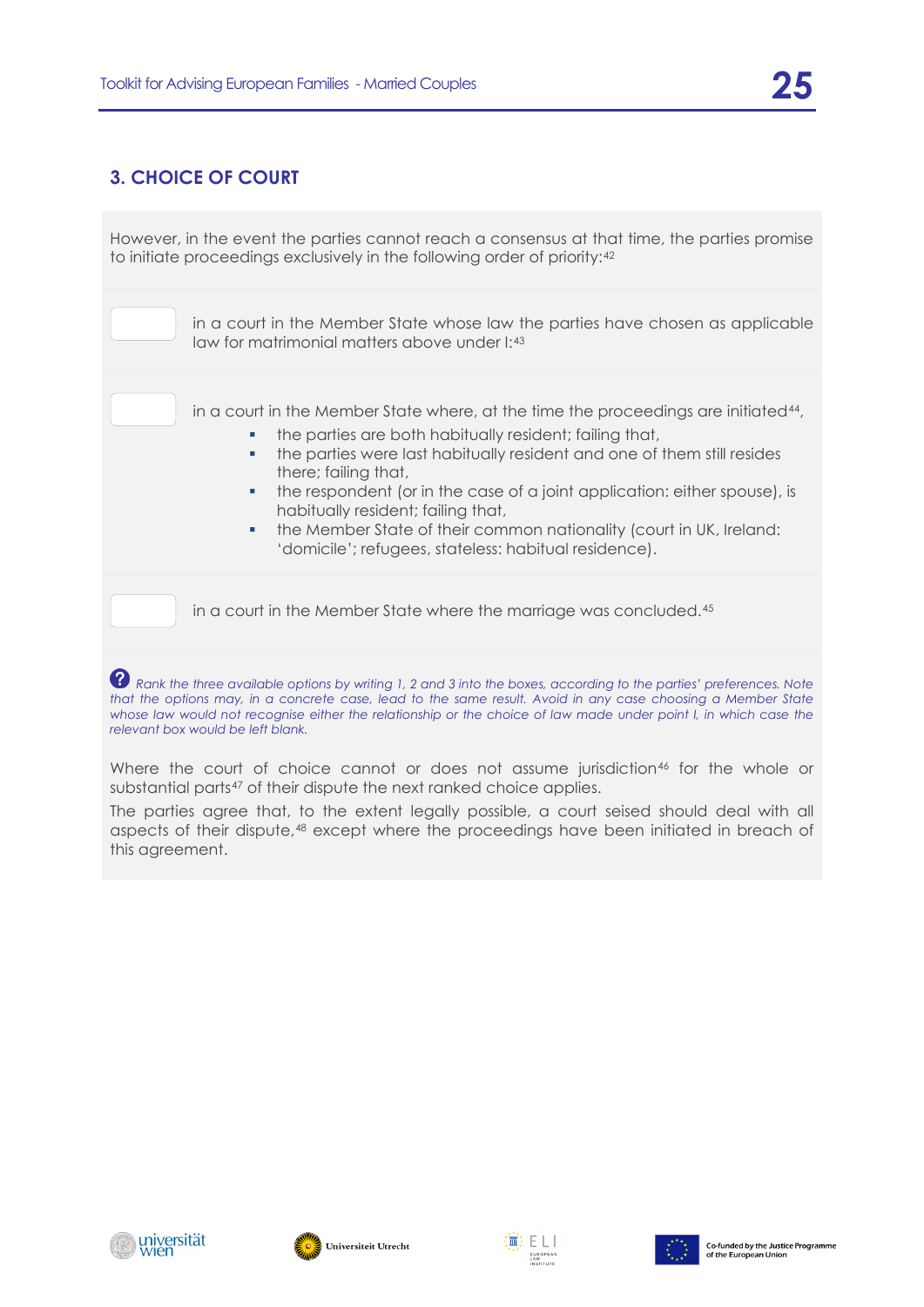## 3. CHOICE OF COURT

However, in the event the parties cannot reach a consensus at that time, the parties promise to initiate proceedings exclusively in the following order of priority:[42]

| | |
|---|---|
| ☐ | in a court in the Member State whose law the parties have chosen as applicable law for matrimonial matters above under I:[43] |
| ☐ | in a court in the Member State where, at the time the proceedings are initiated[44],<br>▪ the parties are both habitually resident; failing that,<br>▪ the parties were last habitually resident and one of them still resides there; failing that,<br>▪ the respondent (or in the case of a joint application: either spouse), is habitually resident; failing that,<br>▪ the Member State of their common nationality (court in UK, Ireland: 'domicile'; refugees, stateless: habitual residence). |
| ☐ | in a court in the Member State where the marriage was concluded.[45] |

*Rank the three available options by writing 1, 2 and 3 into the boxes, according to the parties' preferences. Note that the options may, in a concrete case, lead to the same result. Avoid in any case choosing a Member State whose law would not recognise either the relationship or the choice of law made under point I, in which case the relevant box would be left blank.*

Where the court of choice cannot or does not assume jurisdiction[46] for the whole or substantial parts[47] of their dispute the next ranked choice applies.

The parties agree that, to the extent legally possible, a court seised should deal with all aspects of their dispute,[48] except where the proceedings have been initiated in breach of this agreement.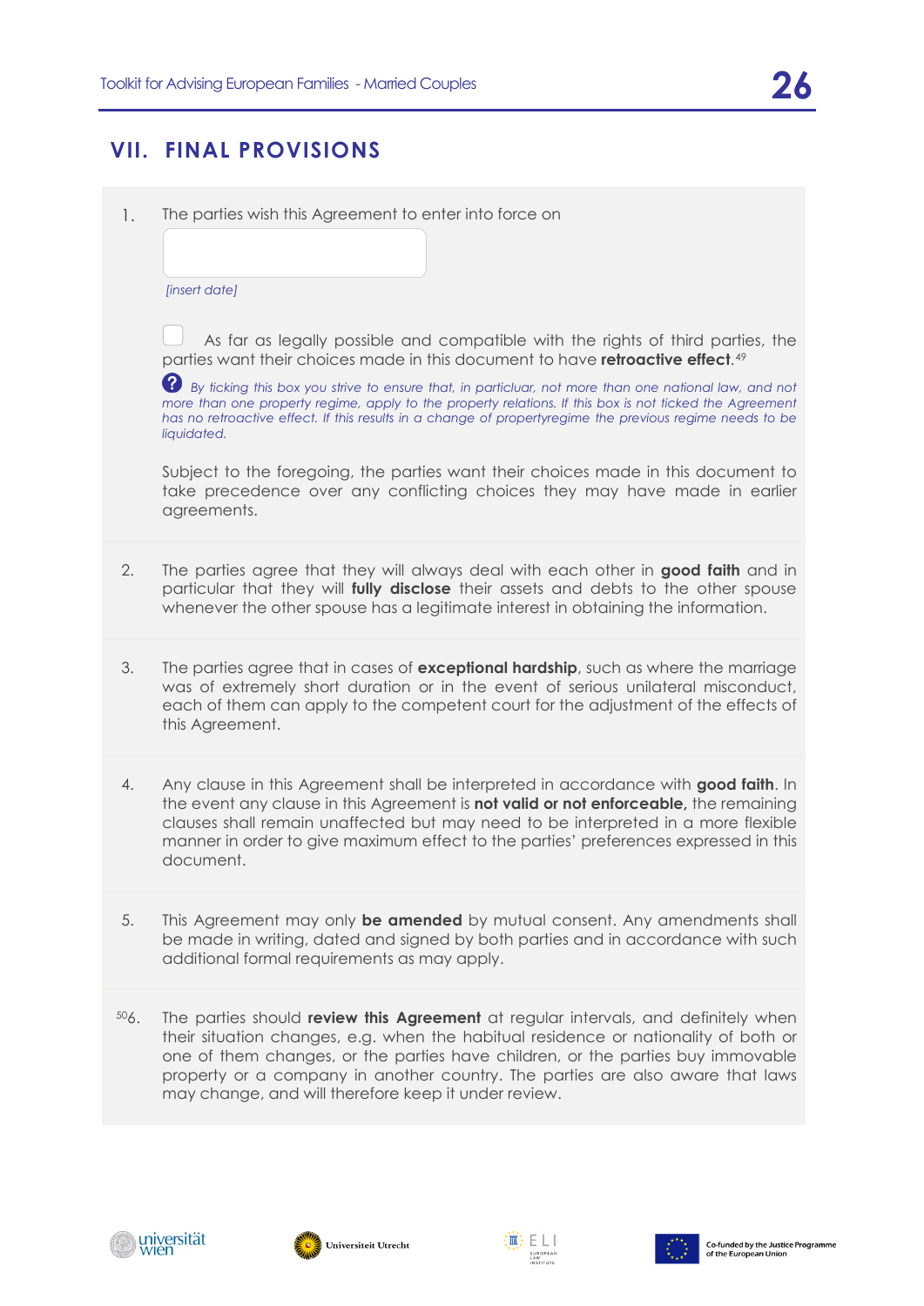## VII. FINAL PROVISIONS

1. The parties wish this Agreement to enter into force on

   *[insert date]*

   ☐ As far as legally possible and compatible with the rights of third parties, the parties want their choices made in this document to have **retroactive effect**.[49]

   *By ticking this box you strive to ensure that, in particluar, not more than one national law, and not more than one property regime, apply to the property relations. If this box is not ticked the Agreement has no retroactive effect. If this results in a change of propertyregime the previous regime needs to be liquidated.*

   Subject to the foregoing, the parties want their choices made in this document to take precedence over any conflicting choices they may have made in earlier agreements.

2. The parties agree that they will always deal with each other in **good faith** and in particular that they will **fully disclose** their assets and debts to the other spouse whenever the other spouse has a legitimate interest in obtaining the information.

3. The parties agree that in cases of **exceptional hardship**, such as where the marriage was of extremely short duration or in the event of serious unilateral misconduct, each of them can apply to the competent court for the adjustment of the effects of this Agreement.

4. Any clause in this Agreement shall be interpreted in accordance with **good faith**. In the event any clause in this Agreement is **not valid or not enforceable,** the remaining clauses shall remain unaffected but may need to be interpreted in a more flexible manner in order to give maximum effect to the parties' preferences expressed in this document.

5. This Agreement may only **be amended** by mutual consent. Any amendments shall be made in writing, dated and signed by both parties and in accordance with such additional formal requirements as may apply.

6. [50] The parties should **review this Agreement** at regular intervals, and definitely when their situation changes, e.g. when the habitual residence or nationality of both or one of them changes, or the parties have children, or the parties buy immovable property or a company in another country. The parties are also aware that laws may change, and will therefore keep it under review.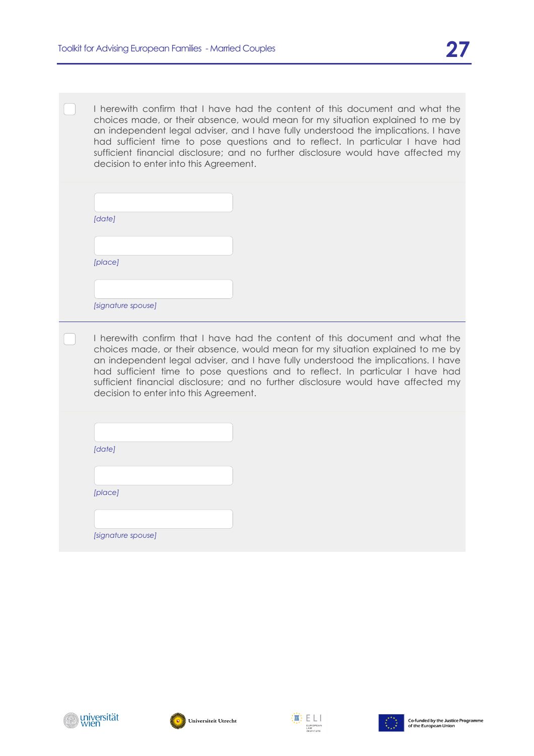- [ ] I herewith confirm that I have had the content of this document and what the choices made, or their absence, would mean for my situation explained to me by an independent legal adviser, and I have fully understood the implications. I have had sufficient time to pose questions and to reflect. In particular I have had sufficient financial disclosure; and no further disclosure would have affected my decision to enter into this Agreement.

*[date]*

*[place]*

*[signature spouse]*

---

- [ ] I herewith confirm that I have had the content of this document and what the choices made, or their absence, would mean for my situation explained to me by an independent legal adviser, and I have fully understood the implications. I have had sufficient time to pose questions and to reflect. In particular I have had sufficient financial disclosure; and no further disclosure would have affected my decision to enter into this Agreement.

*[date]*

*[place]*

*[signature spouse]*

Co-funded by the Justice Programme of the European Union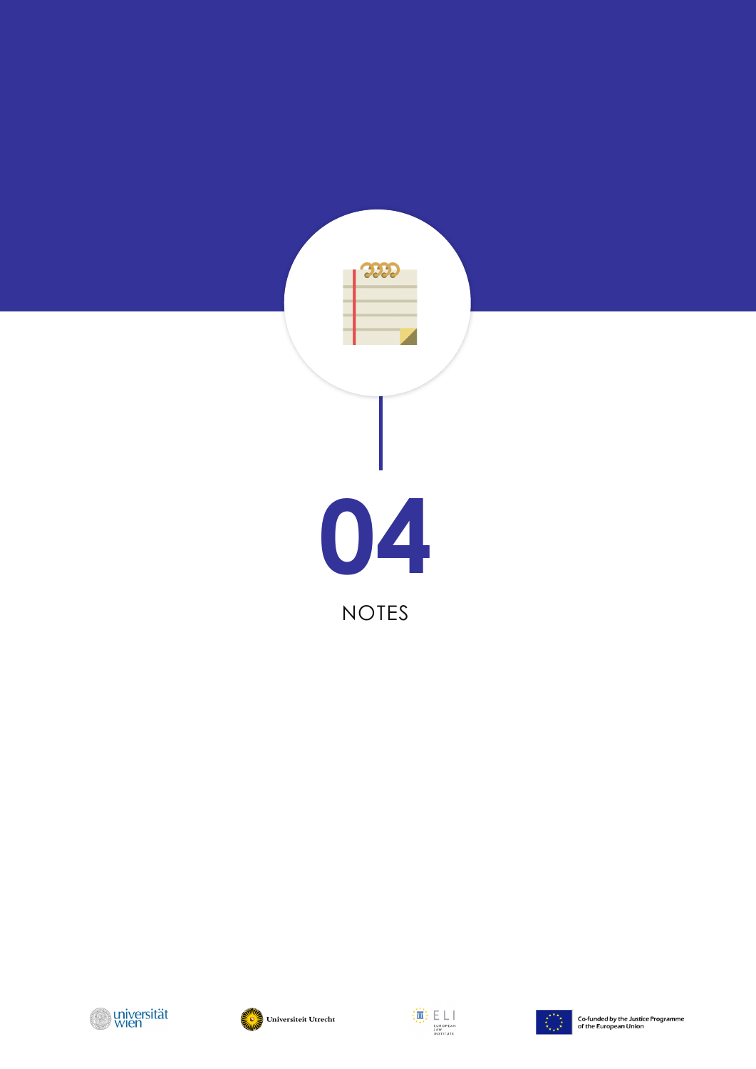# 04

## NOTES

Co-funded by the Justice Programme of the European Union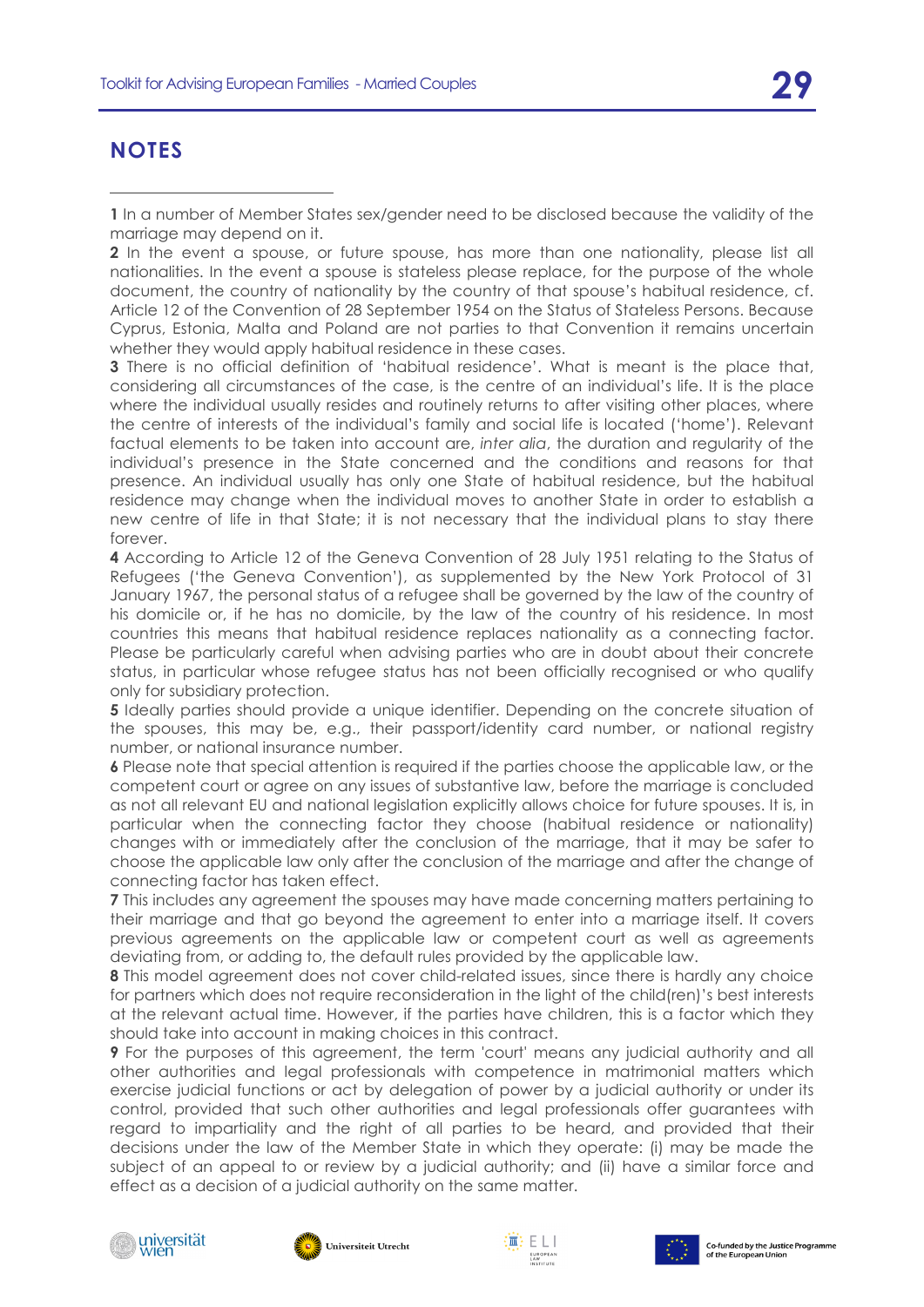## NOTES

**1** In a number of Member States sex/gender need to be disclosed because the validity of the marriage may depend on it.

**2** In the event a spouse, or future spouse, has more than one nationality, please list all nationalities. In the event a spouse is stateless please replace, for the purpose of the whole document, the country of nationality by the country of that spouse's habitual residence, cf. Article 12 of the Convention of 28 September 1954 on the Status of Stateless Persons. Because Cyprus, Estonia, Malta and Poland are not parties to that Convention it remains uncertain whether they would apply habitual residence in these cases.

**3** There is no official definition of 'habitual residence'. What is meant is the place that, considering all circumstances of the case, is the centre of an individual's life. It is the place where the individual usually resides and routinely returns to after visiting other places, where the centre of interests of the individual's family and social life is located ('home'). Relevant factual elements to be taken into account are, *inter alia*, the duration and regularity of the individual's presence in the State concerned and the conditions and reasons for that presence. An individual usually has only one State of habitual residence, but the habitual residence may change when the individual moves to another State in order to establish a new centre of life in that State; it is not necessary that the individual plans to stay there forever.

**4** According to Article 12 of the Geneva Convention of 28 July 1951 relating to the Status of Refugees ('the Geneva Convention'), as supplemented by the New York Protocol of 31 January 1967, the personal status of a refugee shall be governed by the law of the country of his domicile or, if he has no domicile, by the law of the country of his residence. In most countries this means that habitual residence replaces nationality as a connecting factor. Please be particularly careful when advising parties who are in doubt about their concrete status, in particular whose refugee status has not been officially recognised or who qualify only for subsidiary protection.

**5** Ideally parties should provide a unique identifier. Depending on the concrete situation of the spouses, this may be, e.g., their passport/identity card number, or national registry number, or national insurance number.

**6** Please note that special attention is required if the parties choose the applicable law, or the competent court or agree on any issues of substantive law, before the marriage is concluded as not all relevant EU and national legislation explicitly allows choice for future spouses. It is, in particular when the connecting factor they choose (habitual residence or nationality) changes with or immediately after the conclusion of the marriage, that it may be safer to choose the applicable law only after the conclusion of the marriage and after the change of connecting factor has taken effect.

**7** This includes any agreement the spouses may have made concerning matters pertaining to their marriage and that go beyond the agreement to enter into a marriage itself. It covers previous agreements on the applicable law or competent court as well as agreements deviating from, or adding to, the default rules provided by the applicable law.

**8** This model agreement does not cover child-related issues, since there is hardly any choice for partners which does not require reconsideration in the light of the child(ren)'s best interests at the relevant actual time. However, if the parties have children, this is a factor which they should take into account in making choices in this contract.

**9** For the purposes of this agreement, the term 'court' means any judicial authority and all other authorities and legal professionals with competence in matrimonial matters which exercise judicial functions or act by delegation of power by a judicial authority or under its control, provided that such other authorities and legal professionals offer guarantees with regard to impartiality and the right of all parties to be heard, and provided that their decisions under the law of the Member State in which they operate: (i) may be made the subject of an appeal to or review by a judicial authority; and (ii) have a similar force and effect as a decision of a judicial authority on the same matter.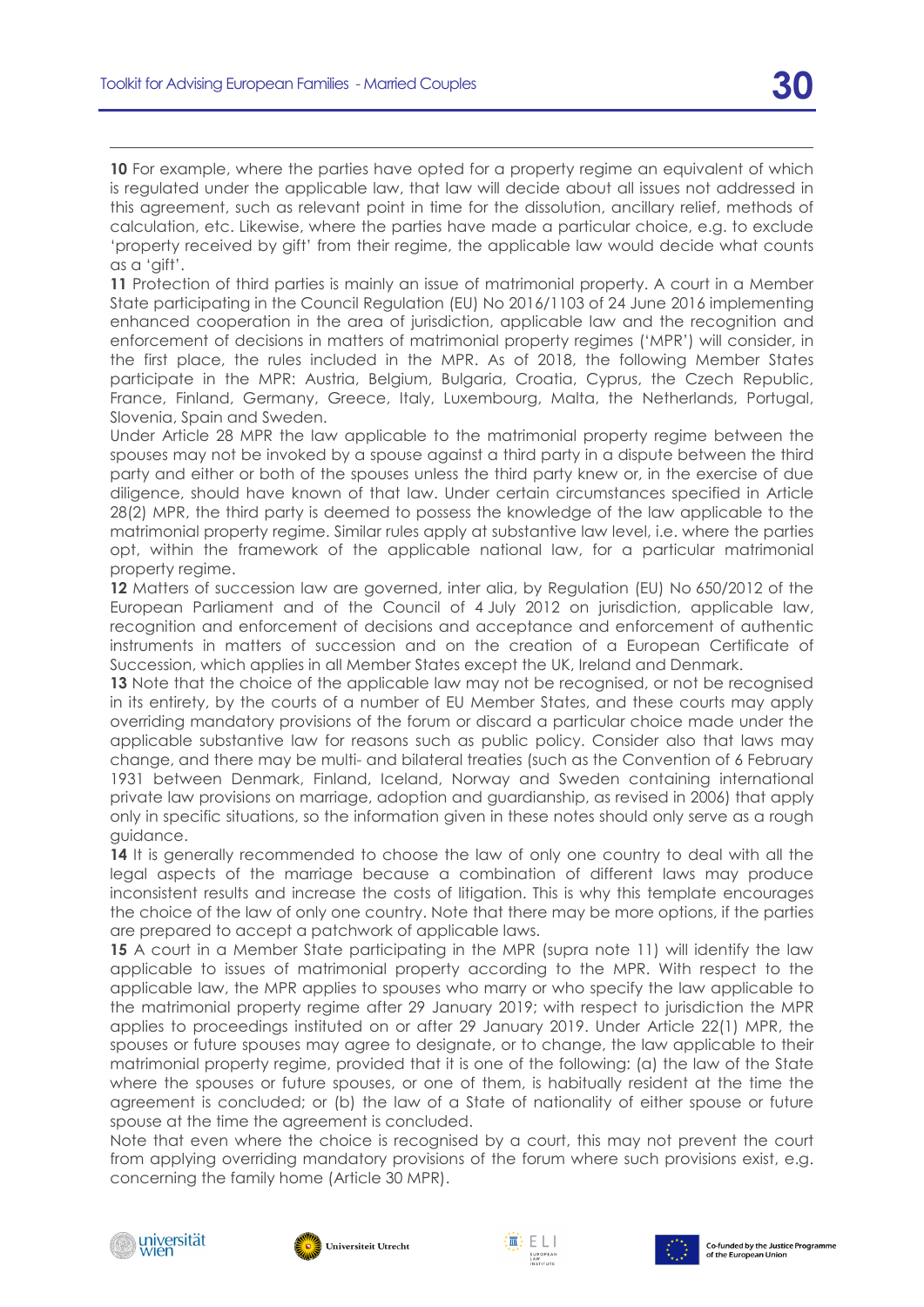**10** For example, where the parties have opted for a property regime an equivalent of which is regulated under the applicable law, that law will decide about all issues not addressed in this agreement, such as relevant point in time for the dissolution, ancillary relief, methods of calculation, etc. Likewise, where the parties have made a particular choice, e.g. to exclude 'property received by gift' from their regime, the applicable law would decide what counts as a 'gift'.

**11** Protection of third parties is mainly an issue of matrimonial property. A court in a Member State participating in the Council Regulation (EU) No 2016/1103 of 24 June 2016 implementing enhanced cooperation in the area of jurisdiction, applicable law and the recognition and enforcement of decisions in matters of matrimonial property regimes ('MPR') will consider, in the first place, the rules included in the MPR. As of 2018, the following Member States participate in the MPR: Austria, Belgium, Bulgaria, Croatia, Cyprus, the Czech Republic, France, Finland, Germany, Greece, Italy, Luxembourg, Malta, the Netherlands, Portugal, Slovenia, Spain and Sweden.

Under Article 28 MPR the law applicable to the matrimonial property regime between the spouses may not be invoked by a spouse against a third party in a dispute between the third party and either or both of the spouses unless the third party knew or, in the exercise of due diligence, should have known of that law. Under certain circumstances specified in Article 28(2) MPR, the third party is deemed to possess the knowledge of the law applicable to the matrimonial property regime. Similar rules apply at substantive law level, i.e. where the parties opt, within the framework of the applicable national law, for a particular matrimonial property regime.

**12** Matters of succession law are governed, inter alia, by Regulation (EU) No 650/2012 of the European Parliament and of the Council of 4 July 2012 on jurisdiction, applicable law, recognition and enforcement of decisions and acceptance and enforcement of authentic instruments in matters of succession and on the creation of a European Certificate of Succession, which applies in all Member States except the UK, Ireland and Denmark.

**13** Note that the choice of the applicable law may not be recognised, or not be recognised in its entirety, by the courts of a number of EU Member States, and these courts may apply overriding mandatory provisions of the forum or discard a particular choice made under the applicable substantive law for reasons such as public policy. Consider also that laws may change, and there may be multi- and bilateral treaties (such as the Convention of 6 February 1931 between Denmark, Finland, Iceland, Norway and Sweden containing international private law provisions on marriage, adoption and guardianship, as revised in 2006) that apply only in specific situations, so the information given in these notes should only serve as a rough guidance.

**14** It is generally recommended to choose the law of only one country to deal with all the legal aspects of the marriage because a combination of different laws may produce inconsistent results and increase the costs of litigation. This is why this template encourages the choice of the law of only one country. Note that there may be more options, if the parties are prepared to accept a patchwork of applicable laws.

**15** A court in a Member State participating in the MPR (supra note 11) will identify the law applicable to issues of matrimonial property according to the MPR. With respect to the applicable law, the MPR applies to spouses who marry or who specify the law applicable to the matrimonial property regime after 29 January 2019; with respect to jurisdiction the MPR applies to proceedings instituted on or after 29 January 2019. Under Article 22(1) MPR, the spouses or future spouses may agree to designate, or to change, the law applicable to their matrimonial property regime, provided that it is one of the following: (a) the law of the State where the spouses or future spouses, or one of them, is habitually resident at the time the agreement is concluded; or (b) the law of a State of nationality of either spouse or future spouse at the time the agreement is concluded.

Note that even where the choice is recognised by a court, this may not prevent the court from applying overriding mandatory provisions of the forum where such provisions exist, e.g. concerning the family home (Article 30 MPR).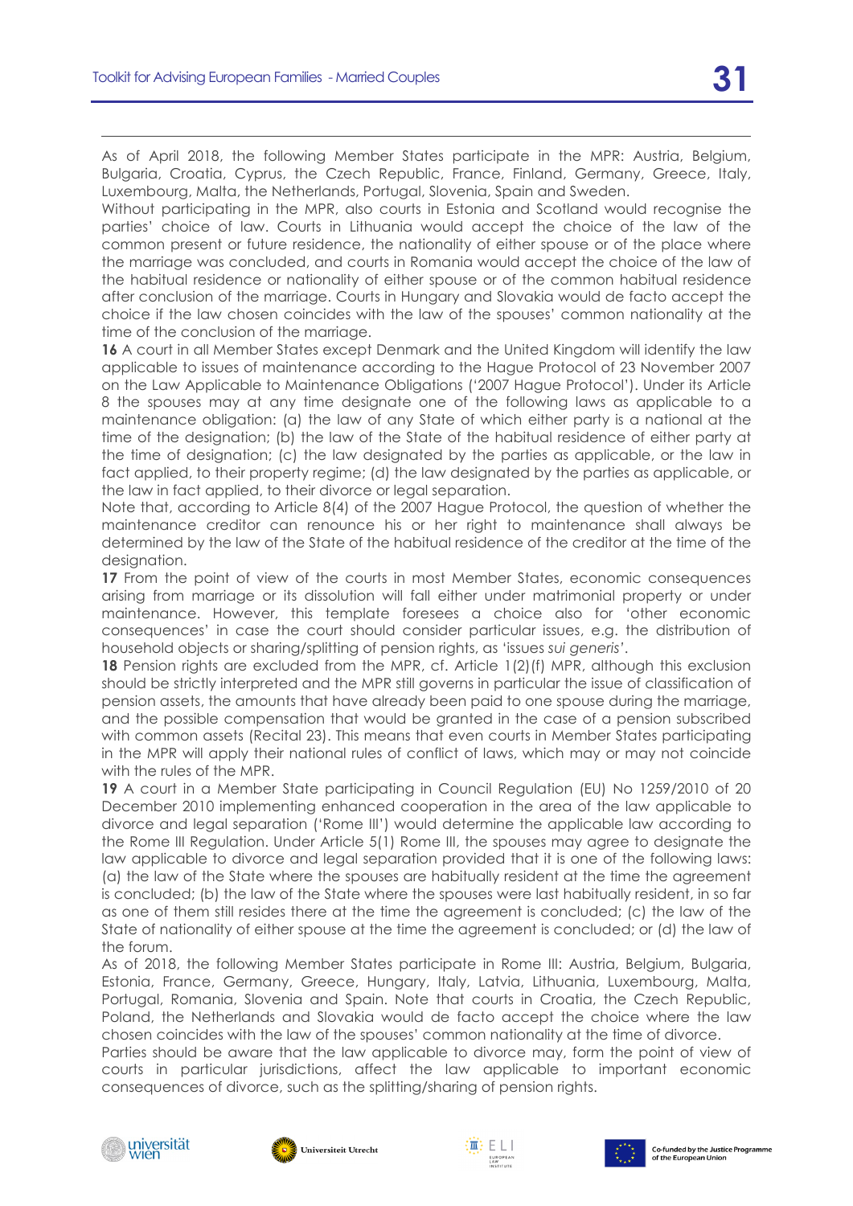As of April 2018, the following Member States participate in the MPR: Austria, Belgium, Bulgaria, Croatia, Cyprus, the Czech Republic, France, Finland, Germany, Greece, Italy, Luxembourg, Malta, the Netherlands, Portugal, Slovenia, Spain and Sweden.

Without participating in the MPR, also courts in Estonia and Scotland would recognise the parties' choice of law. Courts in Lithuania would accept the choice of the law of the common present or future residence, the nationality of either spouse or of the place where the marriage was concluded, and courts in Romania would accept the choice of the law of the habitual residence or nationality of either spouse or of the common habitual residence after conclusion of the marriage. Courts in Hungary and Slovakia would de facto accept the choice if the law chosen coincides with the law of the spouses' common nationality at the time of the conclusion of the marriage.

**16** A court in all Member States except Denmark and the United Kingdom will identify the law applicable to issues of maintenance according to the Hague Protocol of 23 November 2007 on the Law Applicable to Maintenance Obligations ('2007 Hague Protocol'). Under its Article 8 the spouses may at any time designate one of the following laws as applicable to a maintenance obligation: (a) the law of any State of which either party is a national at the time of the designation; (b) the law of the State of the habitual residence of either party at the time of designation; (c) the law designated by the parties as applicable, or the law in fact applied, to their property regime; (d) the law designated by the parties as applicable, or the law in fact applied, to their divorce or legal separation.

Note that, according to Article 8(4) of the 2007 Hague Protocol, the question of whether the maintenance creditor can renounce his or her right to maintenance shall always be determined by the law of the State of the habitual residence of the creditor at the time of the designation.

**17** From the point of view of the courts in most Member States, economic consequences arising from marriage or its dissolution will fall either under matrimonial property or under maintenance. However, this template foresees a choice also for 'other economic consequences' in case the court should consider particular issues, e.g. the distribution of household objects or sharing/splitting of pension rights, as 'issues *sui generis*'.

**18** Pension rights are excluded from the MPR, cf. Article 1(2)(f) MPR, although this exclusion should be strictly interpreted and the MPR still governs in particular the issue of classification of pension assets, the amounts that have already been paid to one spouse during the marriage, and the possible compensation that would be granted in the case of a pension subscribed with common assets (Recital 23). This means that even courts in Member States participating in the MPR will apply their national rules of conflict of laws, which may or may not coincide with the rules of the MPR.

**19** A court in a Member State participating in Council Regulation (EU) No 1259/2010 of 20 December 2010 implementing enhanced cooperation in the area of the law applicable to divorce and legal separation ('Rome III') would determine the applicable law according to the Rome III Regulation. Under Article 5(1) Rome III, the spouses may agree to designate the law applicable to divorce and legal separation provided that it is one of the following laws: (a) the law of the State where the spouses are habitually resident at the time the agreement is concluded; (b) the law of the State where the spouses were last habitually resident, in so far as one of them still resides there at the time the agreement is concluded; (c) the law of the State of nationality of either spouse at the time the agreement is concluded; or (d) the law of the forum.

As of 2018, the following Member States participate in Rome III: Austria, Belgium, Bulgaria, Estonia, France, Germany, Greece, Hungary, Italy, Latvia, Lithuania, Luxembourg, Malta, Portugal, Romania, Slovenia and Spain. Note that courts in Croatia, the Czech Republic, Poland, the Netherlands and Slovakia would de facto accept the choice where the law chosen coincides with the law of the spouses' common nationality at the time of divorce.

Parties should be aware that the law applicable to divorce may, form the point of view of courts in particular jurisdictions, affect the law applicable to important economic consequences of divorce, such as the splitting/sharing of pension rights.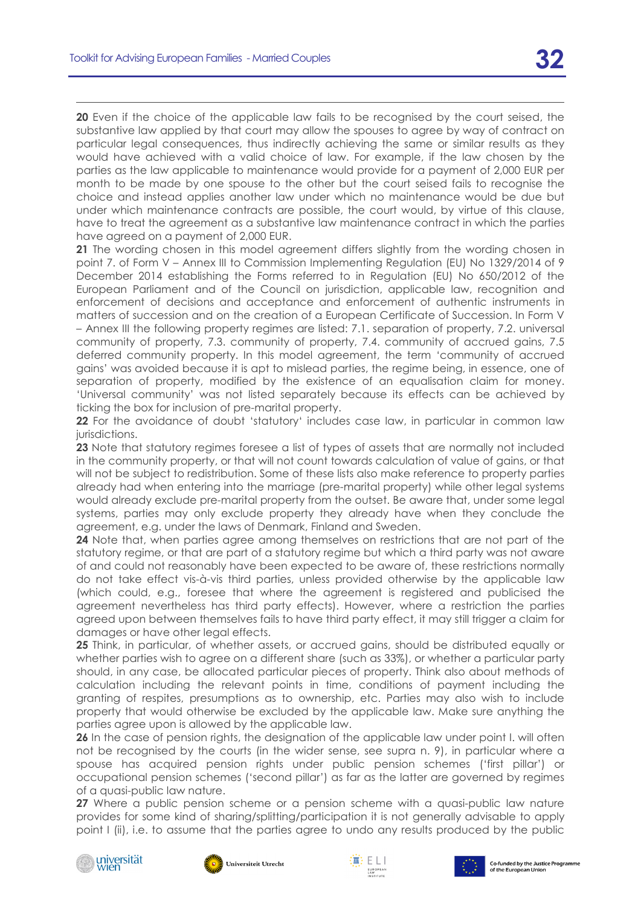**20** Even if the choice of the applicable law fails to be recognised by the court seised, the substantive law applied by that court may allow the spouses to agree by way of contract on particular legal consequences, thus indirectly achieving the same or similar results as they would have achieved with a valid choice of law. For example, if the law chosen by the parties as the law applicable to maintenance would provide for a payment of 2,000 EUR per month to be made by one spouse to the other but the court seised fails to recognise the choice and instead applies another law under which no maintenance would be due but under which maintenance contracts are possible, the court would, by virtue of this clause, have to treat the agreement as a substantive law maintenance contract in which the parties have agreed on a payment of 2,000 EUR.

**21** The wording chosen in this model agreement differs slightly from the wording chosen in point 7. of Form V – Annex III to Commission Implementing Regulation (EU) No 1329/2014 of 9 December 2014 establishing the Forms referred to in Regulation (EU) No 650/2012 of the European Parliament and of the Council on jurisdiction, applicable law, recognition and enforcement of decisions and acceptance and enforcement of authentic instruments in matters of succession and on the creation of a European Certificate of Succession. In Form V – Annex III the following property regimes are listed: 7.1. separation of property, 7.2. universal community of property, 7.3. community of property, 7.4. community of accrued gains, 7.5 deferred community property. In this model agreement, the term 'community of accrued gains' was avoided because it is apt to mislead parties, the regime being, in essence, one of separation of property, modified by the existence of an equalisation claim for money. 'Universal community' was not listed separately because its effects can be achieved by ticking the box for inclusion of pre-marital property.

**22** For the avoidance of doubt 'statutory' includes case law, in particular in common law jurisdictions.

**23** Note that statutory regimes foresee a list of types of assets that are normally not included in the community property, or that will not count towards calculation of value of gains, or that will not be subject to redistribution. Some of these lists also make reference to property parties already had when entering into the marriage (pre-marital property) while other legal systems would already exclude pre-marital property from the outset. Be aware that, under some legal systems, parties may only exclude property they already have when they conclude the agreement, e.g. under the laws of Denmark, Finland and Sweden.

**24** Note that, when parties agree among themselves on restrictions that are not part of the statutory regime, or that are part of a statutory regime but which a third party was not aware of and could not reasonably have been expected to be aware of, these restrictions normally do not take effect vis-à-vis third parties, unless provided otherwise by the applicable law (which could, e.g., foresee that where the agreement is registered and publicised the agreement nevertheless has third party effects). However, where a restriction the parties agreed upon between themselves fails to have third party effect, it may still trigger a claim for damages or have other legal effects.

**25** Think, in particular, of whether assets, or accrued gains, should be distributed equally or whether parties wish to agree on a different share (such as 33%), or whether a particular party should, in any case, be allocated particular pieces of property. Think also about methods of calculation including the relevant points in time, conditions of payment including the granting of respites, presumptions as to ownership, etc. Parties may also wish to include property that would otherwise be excluded by the applicable law. Make sure anything the parties agree upon is allowed by the applicable law.

**26** In the case of pension rights, the designation of the applicable law under point I. will often not be recognised by the courts (in the wider sense, see supra n. 9), in particular where a spouse has acquired pension rights under public pension schemes ('first pillar') or occupational pension schemes ('second pillar') as far as the latter are governed by regimes of a quasi-public law nature.

**27** Where a public pension scheme or a pension scheme with a quasi-public law nature provides for some kind of sharing/splitting/participation it is not generally advisable to apply point I (ii), i.e. to assume that the parties agree to undo any results produced by the public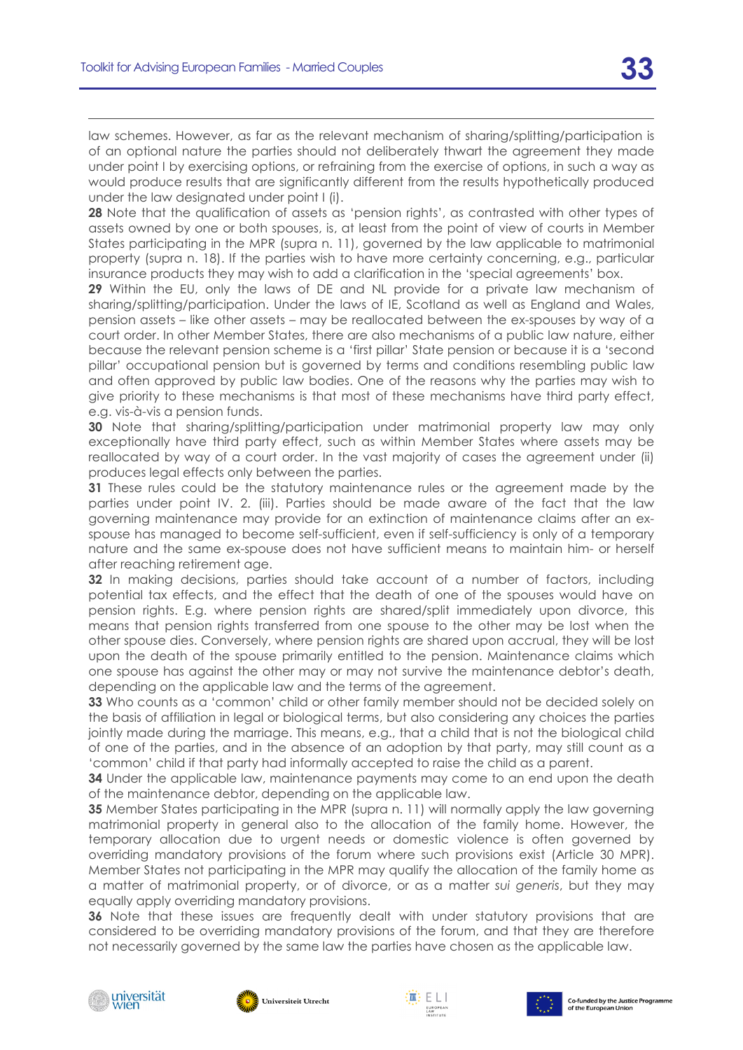law schemes. However, as far as the relevant mechanism of sharing/splitting/participation is of an optional nature the parties should not deliberately thwart the agreement they made under point I by exercising options, or refraining from the exercise of options, in such a way as would produce results that are significantly different from the results hypothetically produced under the law designated under point I (i).

**28** Note that the qualification of assets as 'pension rights', as contrasted with other types of assets owned by one or both spouses, is, at least from the point of view of courts in Member States participating in the MPR (supra n. 11), governed by the law applicable to matrimonial property (supra n. 18). If the parties wish to have more certainty concerning, e.g., particular insurance products they may wish to add a clarification in the 'special agreements' box.

**29** Within the EU, only the laws of DE and NL provide for a private law mechanism of sharing/splitting/participation. Under the laws of IE, Scotland as well as England and Wales, pension assets – like other assets – may be reallocated between the ex-spouses by way of a court order. In other Member States, there are also mechanisms of a public law nature, either because the relevant pension scheme is a 'first pillar' State pension or because it is a 'second pillar' occupational pension but is governed by terms and conditions resembling public law and often approved by public law bodies. One of the reasons why the parties may wish to give priority to these mechanisms is that most of these mechanisms have third party effect, e.g. vis-à-vis a pension funds.

**30** Note that sharing/splitting/participation under matrimonial property law may only exceptionally have third party effect, such as within Member States where assets may be reallocated by way of a court order. In the vast majority of cases the agreement under (ii) produces legal effects only between the parties.

**31** These rules could be the statutory maintenance rules or the agreement made by the parties under point IV. 2. (iii). Parties should be made aware of the fact that the law governing maintenance may provide for an extinction of maintenance claims after an ex-spouse has managed to become self-sufficient, even if self-sufficiency is only of a temporary nature and the same ex-spouse does not have sufficient means to maintain him- or herself after reaching retirement age.

**32** In making decisions, parties should take account of a number of factors, including potential tax effects, and the effect that the death of one of the spouses would have on pension rights. E.g. where pension rights are shared/split immediately upon divorce, this means that pension rights transferred from one spouse to the other may be lost when the other spouse dies. Conversely, where pension rights are shared upon accrual, they will be lost upon the death of the spouse primarily entitled to the pension. Maintenance claims which one spouse has against the other may or may not survive the maintenance debtor's death, depending on the applicable law and the terms of the agreement.

**33** Who counts as a 'common' child or other family member should not be decided solely on the basis of affiliation in legal or biological terms, but also considering any choices the parties jointly made during the marriage. This means, e.g., that a child that is not the biological child of one of the parties, and in the absence of an adoption by that party, may still count as a 'common' child if that party had informally accepted to raise the child as a parent.

**34** Under the applicable law, maintenance payments may come to an end upon the death of the maintenance debtor, depending on the applicable law.

**35** Member States participating in the MPR (supra n. 11) will normally apply the law governing matrimonial property in general also to the allocation of the family home. However, the temporary allocation due to urgent needs or domestic violence is often governed by overriding mandatory provisions of the forum where such provisions exist (Article 30 MPR). Member States not participating in the MPR may qualify the allocation of the family home as a matter of matrimonial property, or of divorce, or as a matter *sui generis*, but they may equally apply overriding mandatory provisions.

**36** Note that these issues are frequently dealt with under statutory provisions that are considered to be overriding mandatory provisions of the forum, and that they are therefore not necessarily governed by the same law the parties have chosen as the applicable law.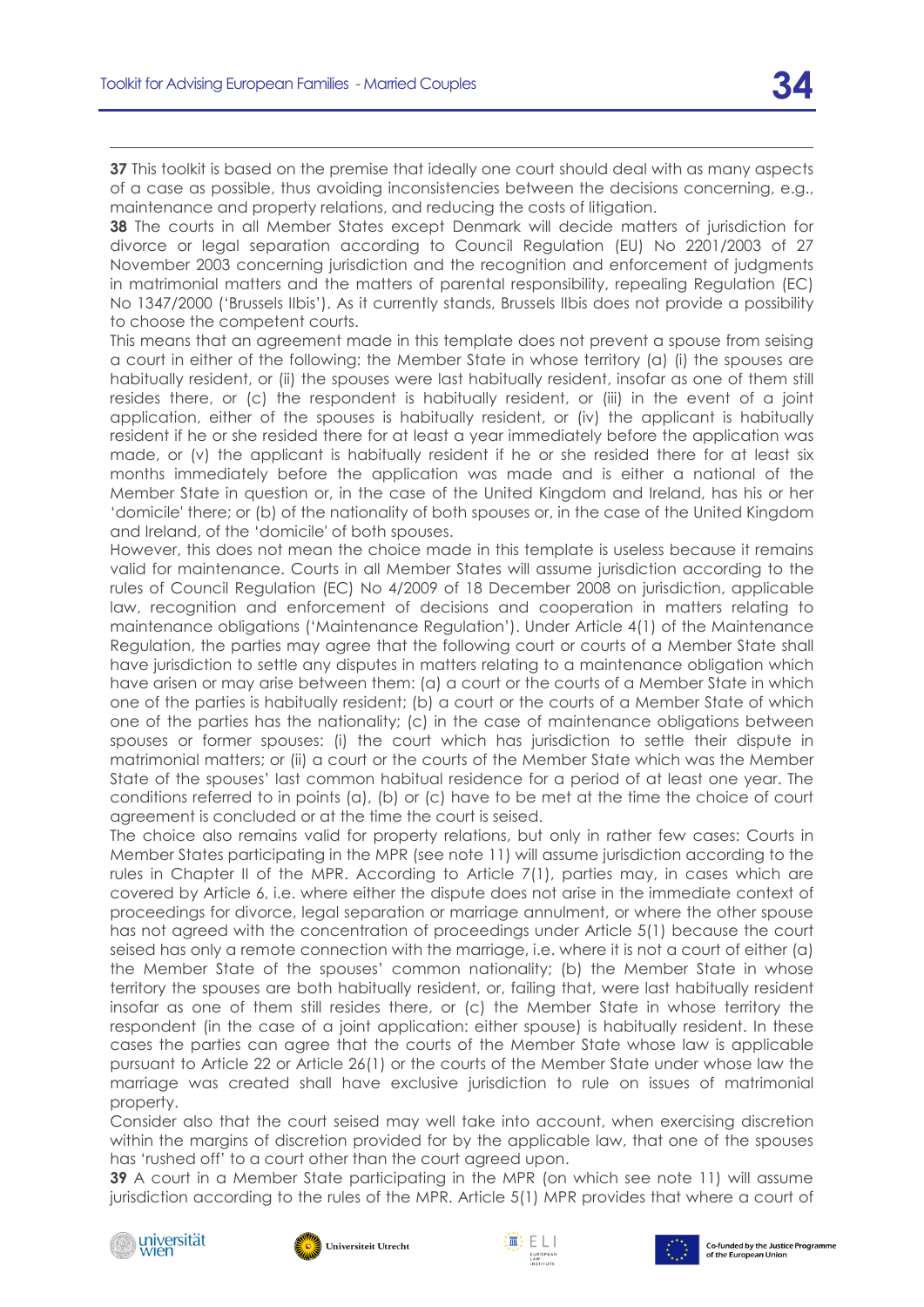**37** This toolkit is based on the premise that ideally one court should deal with as many aspects of a case as possible, thus avoiding inconsistencies between the decisions concerning, e.g., maintenance and property relations, and reducing the costs of litigation.

**38** The courts in all Member States except Denmark will decide matters of jurisdiction for divorce or legal separation according to Council Regulation (EU) No 2201/2003 of 27 November 2003 concerning jurisdiction and the recognition and enforcement of judgments in matrimonial matters and the matters of parental responsibility, repealing Regulation (EC) No 1347/2000 ('Brussels IIbis'). As it currently stands, Brussels IIbis does not provide a possibility to choose the competent courts.

This means that an agreement made in this template does not prevent a spouse from seising a court in either of the following: the Member State in whose territory (a) (i) the spouses are habitually resident, or (ii) the spouses were last habitually resident, insofar as one of them still resides there, or (c) the respondent is habitually resident, or (iii) in the event of a joint application, either of the spouses is habitually resident, or (iv) the applicant is habitually resident if he or she resided there for at least a year immediately before the application was made, or (v) the applicant is habitually resident if he or she resided there for at least six months immediately before the application was made and is either a national of the Member State in question or, in the case of the United Kingdom and Ireland, has his or her 'domicile' there; or (b) of the nationality of both spouses or, in the case of the United Kingdom and Ireland, of the 'domicile' of both spouses.

However, this does not mean the choice made in this template is useless because it remains valid for maintenance. Courts in all Member States will assume jurisdiction according to the rules of Council Regulation (EC) No 4/2009 of 18 December 2008 on jurisdiction, applicable law, recognition and enforcement of decisions and cooperation in matters relating to maintenance obligations ('Maintenance Regulation'). Under Article 4(1) of the Maintenance Regulation, the parties may agree that the following court or courts of a Member State shall have jurisdiction to settle any disputes in matters relating to a maintenance obligation which have arisen or may arise between them: (a) a court or the courts of a Member State in which one of the parties is habitually resident; (b) a court or the courts of a Member State of which one of the parties has the nationality; (c) in the case of maintenance obligations between spouses or former spouses: (i) the court which has jurisdiction to settle their dispute in matrimonial matters; or (ii) a court or the courts of the Member State which was the Member State of the spouses' last common habitual residence for a period of at least one year. The conditions referred to in points (a), (b) or (c) have to be met at the time the choice of court agreement is concluded or at the time the court is seised.

The choice also remains valid for property relations, but only in rather few cases: Courts in Member States participating in the MPR (see note 11) will assume jurisdiction according to the rules in Chapter II of the MPR. According to Article 7(1), parties may, in cases which are covered by Article 6, i.e. where either the dispute does not arise in the immediate context of proceedings for divorce, legal separation or marriage annulment, or where the other spouse has not agreed with the concentration of proceedings under Article 5(1) because the court seised has only a remote connection with the marriage, i.e. where it is not a court of either (a) the Member State of the spouses' common nationality; (b) the Member State in whose territory the spouses are both habitually resident, or, failing that, were last habitually resident insofar as one of them still resides there, or (c) the Member State in whose territory the respondent (in the case of a joint application: either spouse) is habitually resident. In these cases the parties can agree that the courts of the Member State whose law is applicable pursuant to Article 22 or Article 26(1) or the courts of the Member State under whose law the marriage was created shall have exclusive jurisdiction to rule on issues of matrimonial property.

Consider also that the court seised may well take into account, when exercising discretion within the margins of discretion provided for by the applicable law, that one of the spouses has 'rushed off' to a court other than the court agreed upon.

**39** A court in a Member State participating in the MPR (on which see note 11) will assume jurisdiction according to the rules of the MPR. Article 5(1) MPR provides that where a court of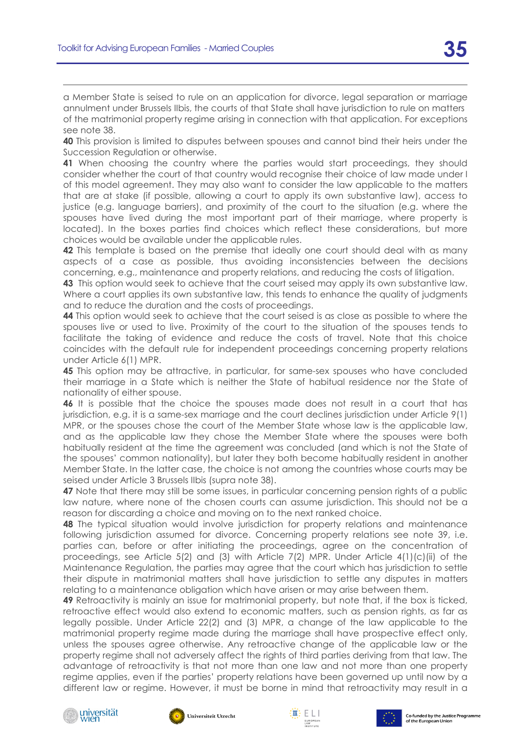a Member State is seised to rule on an application for divorce, legal separation or marriage annulment under Brussels IIbis, the courts of that State shall have jurisdiction to rule on matters of the matrimonial property regime arising in connection with that application. For exceptions see note 38.

**40** This provision is limited to disputes between spouses and cannot bind their heirs under the Succession Regulation or otherwise.

**41** When choosing the country where the parties would start proceedings, they should consider whether the court of that country would recognise their choice of law made under I of this model agreement. They may also want to consider the law applicable to the matters that are at stake (if possible, allowing a court to apply its own substantive law), access to justice (e.g. language barriers), and proximity of the court to the situation (e.g. where the spouses have lived during the most important part of their marriage, where property is located). In the boxes parties find choices which reflect these considerations, but more choices would be available under the applicable rules.

**42** This template is based on the premise that ideally one court should deal with as many aspects of a case as possible, thus avoiding inconsistencies between the decisions concerning, e.g., maintenance and property relations, and reducing the costs of litigation.

**43** This option would seek to achieve that the court seised may apply its own substantive law. Where a court applies its own substantive law, this tends to enhance the quality of judgments and to reduce the duration and the costs of proceedings.

**44** This option would seek to achieve that the court seised is as close as possible to where the spouses live or used to live. Proximity of the court to the situation of the spouses tends to facilitate the taking of evidence and reduce the costs of travel. Note that this choice coincides with the default rule for independent proceedings concerning property relations under Article 6(1) MPR.

**45** This option may be attractive, in particular, for same-sex spouses who have concluded their marriage in a State which is neither the State of habitual residence nor the State of nationality of either spouse.

**46** It is possible that the choice the spouses made does not result in a court that has jurisdiction, e.g. it is a same-sex marriage and the court declines jurisdiction under Article 9(1) MPR, or the spouses chose the court of the Member State whose law is the applicable law, and as the applicable law they chose the Member State where the spouses were both habitually resident at the time the agreement was concluded (and which is not the State of the spouses' common nationality), but later they both become habitually resident in another Member State. In the latter case, the choice is not among the countries whose courts may be seised under Article 3 Brussels IIbis (supra note 38).

**47** Note that there may still be some issues, in particular concerning pension rights of a public law nature, where none of the chosen courts can assume jurisdiction. This should not be a reason for discarding a choice and moving on to the next ranked choice.

**48** The typical situation would involve jurisdiction for property relations and maintenance following jurisdiction assumed for divorce. Concerning property relations see note 39, i.e. parties can, before or after initiating the proceedings, agree on the concentration of proceedings, see Article 5(2) and (3) with Article 7(2) MPR. Under Article 4(1)(c)(ii) of the Maintenance Regulation, the parties may agree that the court which has jurisdiction to settle their dispute in matrimonial matters shall have jurisdiction to settle any disputes in matters relating to a maintenance obligation which have arisen or may arise between them.

**49** Retroactivity is mainly an issue for matrimonial property, but note that, if the box is ticked, retroactive effect would also extend to economic matters, such as pension rights, as far as legally possible. Under Article 22(2) and (3) MPR, a change of the law applicable to the matrimonial property regime made during the marriage shall have prospective effect only, unless the spouses agree otherwise. Any retroactive change of the applicable law or the property regime shall not adversely affect the rights of third parties deriving from that law. The advantage of retroactivity is that not more than one law and not more than one property regime applies, even if the parties' property relations have been governed up until now by a different law or regime. However, it must be borne in mind that retroactivity may result in a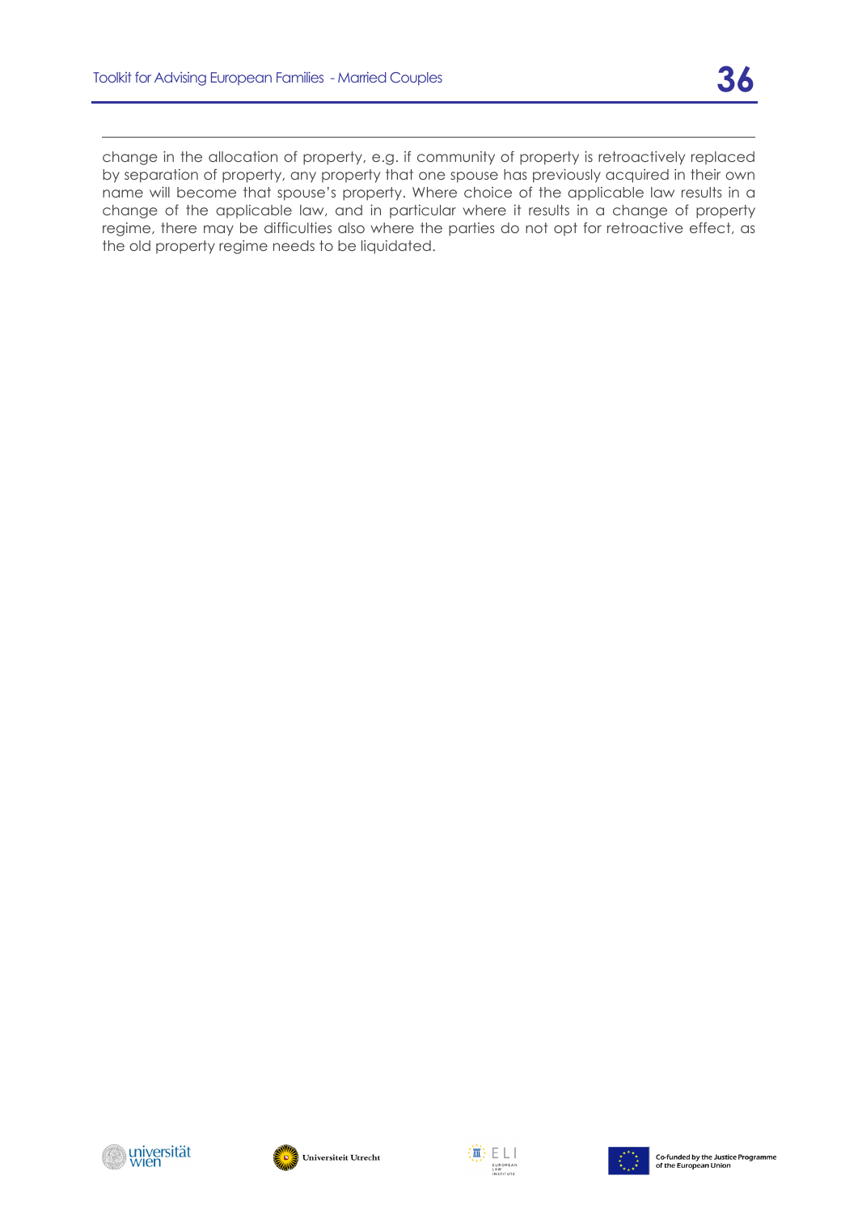change in the allocation of property, e.g. if community of property is retroactively replaced by separation of property, any property that one spouse has previously acquired in their own name will become that spouse's property. Where choice of the applicable law results in a change of the applicable law, and in particular where it results in a change of property regime, there may be difficulties also where the parties do not opt for retroactive effect, as the old property regime needs to be liquidated.